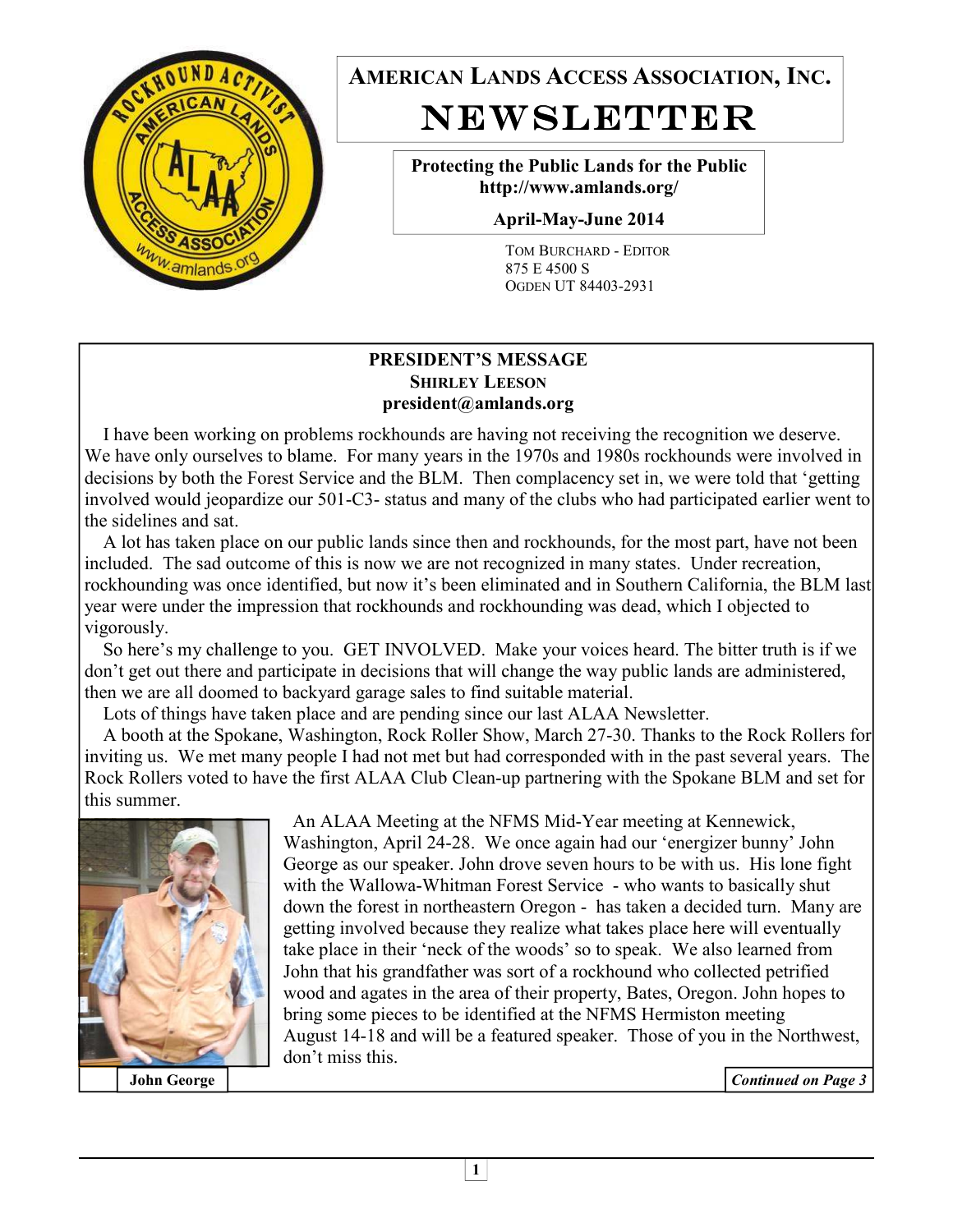# AMERICAN LANDS ACCESS ASSOCIATION, INC.

# NEWSLETTER

**Protecting the Public Lands for the Public**
**http://www.amlands.org/**

**April-May-June 2014**

TOM BURCHARD - EDITOR
875 E 4500 S
OGDEN UT 84403-2931

## PRESIDENT'S MESSAGE

**SHIRLEY LEESON**
**president@amlands.org**

I have been working on problems rockhounds are having not receiving the recognition we deserve. We have only ourselves to blame. For many years in the 1970s and 1980s rockhounds were involved in decisions by both the Forest Service and the BLM. Then complacency set in, we were told that 'getting involved would jeopardize our 501-C3- status and many of the clubs who had participated earlier went to the sidelines and sat.

A lot has taken place on our public lands since then and rockhounds, for the most part, have not been included. The sad outcome of this is now we are not recognized in many states. Under recreation, rockhounding was once identified, but now it's been eliminated and in Southern California, the BLM last year were under the impression that rockhounds and rockhounding was dead, which I objected to vigorously.

So here's my challenge to you. GET INVOLVED. Make your voices heard. The bitter truth is if we don't get out there and participate in decisions that will change the way public lands are administered, then we are all doomed to backyard garage sales to find suitable material.

Lots of things have taken place and are pending since our last ALAA Newsletter.

A booth at the Spokane, Washington, Rock Roller Show, March 27-30. Thanks to the Rock Rollers for inviting us. We met many people I had not met but had corresponded with in the past several years. The Rock Rollers voted to have the first ALAA Club Clean-up partnering with the Spokane BLM and set for this summer.

**John George**

An ALAA Meeting at the NFMS Mid-Year meeting at Kennewick, Washington, April 24-28. We once again had our 'energizer bunny' John George as our speaker. John drove seven hours to be with us. His lone fight with the Wallowa-Whitman Forest Service - who wants to basically shut down the forest in northeastern Oregon - has taken a decided turn. Many are getting involved because they realize what takes place here will eventually take place in their 'neck of the woods' so to speak. We also learned from John that his grandfather was sort of a rockhound who collected petrified wood and agates in the area of their property, Bates, Oregon. John hopes to bring some pieces to be identified at the NFMS Hermiston meeting August 14-18 and will be a featured speaker. Those of you in the Northwest, don't miss this.

***Continued on Page 3***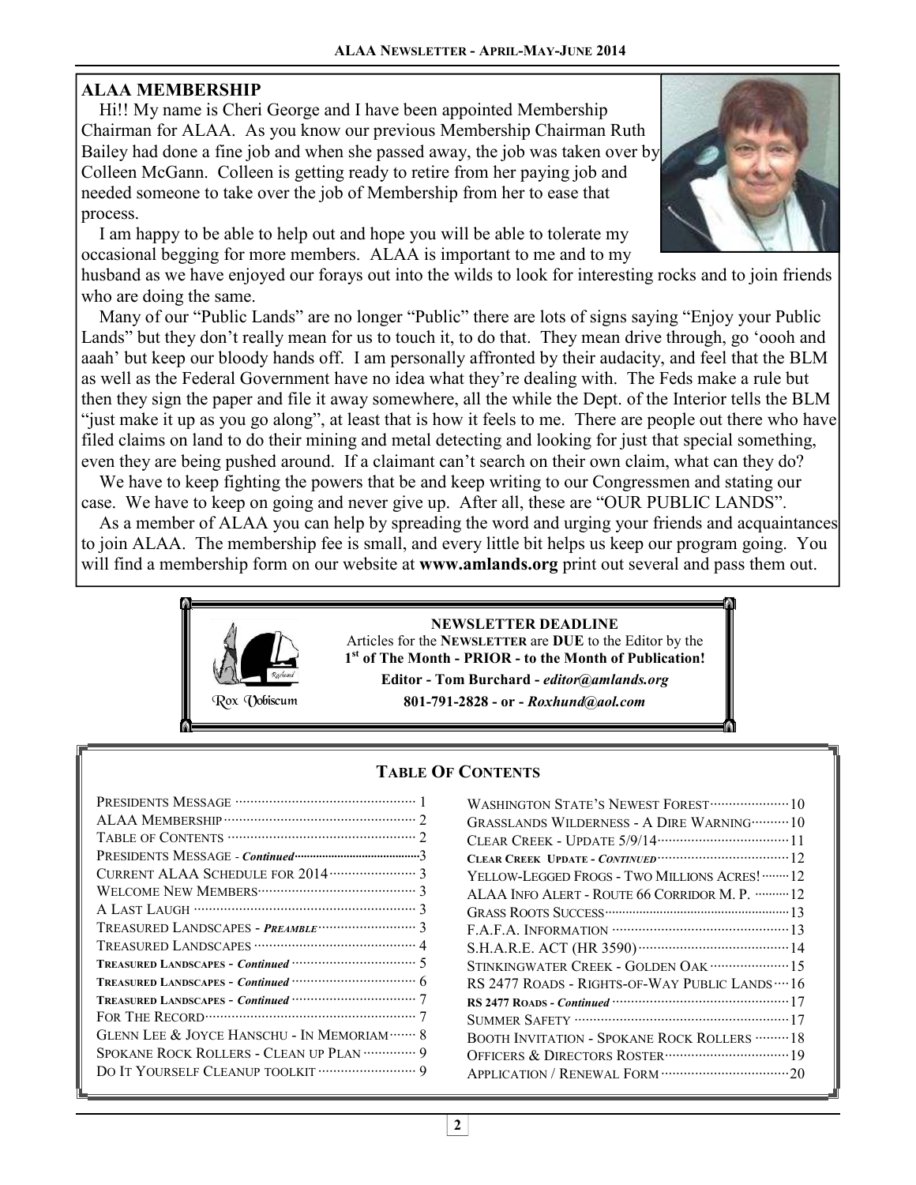## ALAA MEMBERSHIP

Hi!! My name is Cheri George and I have been appointed Membership Chairman for ALAA. As you know our previous Membership Chairman Ruth Bailey had done a fine job and when she passed away, the job was taken over by Colleen McGann. Colleen is getting ready to retire from her paying job and needed someone to take over the job of Membership from her to ease that process.

I am happy to be able to help out and hope you will be able to tolerate my occasional begging for more members. ALAA is important to me and to my husband as we have enjoyed our forays out into the wilds to look for interesting rocks and to join friends who are doing the same.

Many of our "Public Lands" are no longer "Public" there are lots of signs saying "Enjoy your Public Lands" but they don't really mean for us to touch it, to do that. They mean drive through, go 'oooh and aaah' but keep our bloody hands off. I am personally affronted by their audacity, and feel that the BLM as well as the Federal Government have no idea what they're dealing with. The Feds make a rule but then they sign the paper and file it away somewhere, all the while the Dept. of the Interior tells the BLM "just make it up as you go along", at least that is how it feels to me. There are people out there who have filed claims on land to do their mining and metal detecting and looking for just that special something, even they are being pushed around. If a claimant can't search on their own claim, what can they do?

We have to keep fighting the powers that be and keep writing to our Congressmen and stating our case. We have to keep on going and never give up. After all, these are "OUR PUBLIC LANDS".

As a member of ALAA you can help by spreading the word and urging your friends and acquaintances to join ALAA. The membership fee is small, and every little bit helps us keep our program going. You will find a membership form on our website at **www.amlands.org** print out several and pass them out.

**NEWSLETTER DEADLINE**

Articles for the **NEWSLETTER** are **DUE** to the Editor by the **1st of The Month - PRIOR - to the Month of Publication!**

**Editor - Tom Burchard -** ***editor@amlands.org***

**801-791-2828 - or -** ***Roxhund@aol.com***

Rox Vobiscum

## TABLE OF CONTENTS

| | |
|---|---|
| PRESIDENTS MESSAGE | 1 |
| ALAA MEMBERSHIP | 2 |
| TABLE OF CONTENTS | 2 |
| PRESIDENTS MESSAGE - *Continued* | 3 |
| CURRENT ALAA SCHEDULE FOR 2014 | 3 |
| WELCOME NEW MEMBERS | 3 |
| A LAST LAUGH | 3 |
| TREASURED LANDSCAPES - *PREAMBLE* | 3 |
| TREASURED LANDSCAPES | 4 |
| TREASURED LANDSCAPES - *Continued* | 5 |
| TREASURED LANDSCAPES - *Continued* | 6 |
| TREASURED LANDSCAPES - *Continued* | 7 |
| FOR THE RECORD | 7 |
| GLENN LEE & JOYCE HANSCHU - IN MEMORIAM | 8 |
| SPOKANE ROCK ROLLERS - CLEAN UP PLAN | 9 |
| DO IT YOURSELF CLEANUP TOOLKIT | 9 |
| WASHINGTON STATE'S NEWEST FOREST | 10 |
| GRASSLANDS WILDERNESS - A DIRE WARNING | 10 |
| CLEAR CREEK - UPDATE 5/9/14 | 11 |
| CLEAR CREEK UPDATE - *CONTINUED* | 12 |
| YELLOW-LEGGED FROGS - TWO MILLIONS ACRES! | 12 |
| ALAA INFO ALERT - ROUTE 66 CORRIDOR M. P. | 12 |
| GRASS ROOTS SUCCESS | 13 |
| F.A.F.A. INFORMATION | 13 |
| S.H.A.R.E. ACT (HR 3590) | 14 |
| STINKINGWATER CREEK - GOLDEN OAK | 15 |
| RS 2477 ROADS - RIGHTS-OF-WAY PUBLIC LANDS | 16 |
| RS 2477 ROADS - *Continued* | 17 |
| SUMMER SAFETY | 17 |
| BOOTH INVITATION - SPOKANE ROCK ROLLERS | 18 |
| OFFICERS & DIRECTORS ROSTER | 19 |
| APPLICATION / RENEWAL FORM | 20 |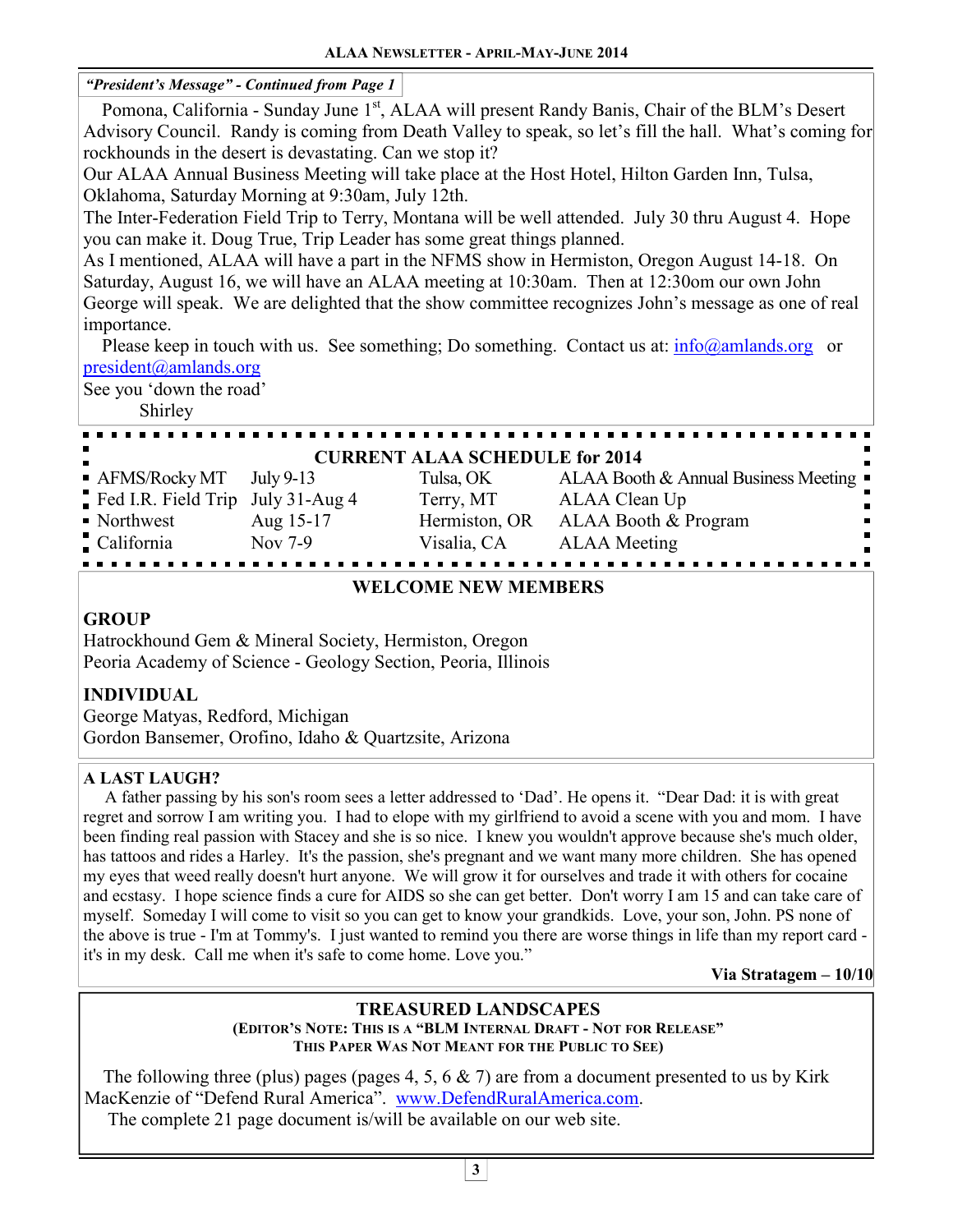*"President's Message" - Continued from Page 1*

Pomona, California - Sunday June 1st, ALAA will present Randy Banis, Chair of the BLM's Desert Advisory Council. Randy is coming from Death Valley to speak, so let's fill the hall. What's coming for rockhounds in the desert is devastating. Can we stop it?

Our ALAA Annual Business Meeting will take place at the Host Hotel, Hilton Garden Inn, Tulsa, Oklahoma, Saturday Morning at 9:30am, July 12th.

The Inter-Federation Field Trip to Terry, Montana will be well attended. July 30 thru August 4. Hope you can make it. Doug True, Trip Leader has some great things planned.

As I mentioned, ALAA will have a part in the NFMS show in Hermiston, Oregon August 14-18. On Saturday, August 16, we will have an ALAA meeting at 10:30am. Then at 12:30om our own John George will speak. We are delighted that the show committee recognizes John's message as one of real importance.

Please keep in touch with us. See something; Do something. Contact us at: info@amlands.org or president@amlands.org

See you 'down the road'

Shirley

## CURRENT ALAA SCHEDULE for 2014

| | | | |
|---|---|---|---|
| AFMS/Rocky MT | July 9-13 | Tulsa, OK | ALAA Booth & Annual Business Meeting |
| Fed I.R. Field Trip | July 31-Aug 4 | Terry, MT | ALAA Clean Up |
| Northwest | Aug 15-17 | Hermiston, OR | ALAA Booth & Program |
| California | Nov 7-9 | Visalia, CA | ALAA Meeting |

## WELCOME NEW MEMBERS

### GROUP

Hatrockhound Gem & Mineral Society, Hermiston, Oregon
Peoria Academy of Science - Geology Section, Peoria, Illinois

### INDIVIDUAL

George Matyas, Redford, Michigan
Gordon Bansemer, Orofino, Idaho & Quartzsite, Arizona

### A LAST LAUGH?

A father passing by his son's room sees a letter addressed to 'Dad'. He opens it. "Dear Dad: it is with great regret and sorrow I am writing you. I had to elope with my girlfriend to avoid a scene with you and mom. I have been finding real passion with Stacey and she is so nice. I knew you wouldn't approve because she's much older, has tattoos and rides a Harley. It's the passion, she's pregnant and we want many more children. She has opened my eyes that weed really doesn't hurt anyone. We will grow it for ourselves and trade it with others for cocaine and ecstasy. I hope science finds a cure for AIDS so she can get better. Don't worry I am 15 and can take care of myself. Someday I will come to visit so you can get to know your grandkids. Love, your son, John. PS none of the above is true - I'm at Tommy's. I just wanted to remind you there are worse things in life than my report card - it's in my desk. Call me when it's safe to come home. Love you."

**Via Stratagem – 10/10**

## TREASURED LANDSCAPES

**(EDITOR'S NOTE: THIS IS A "BLM INTERNAL DRAFT - NOT FOR RELEASE" THIS PAPER WAS NOT MEANT FOR THE PUBLIC TO SEE)**

The following three (plus) pages (pages 4, 5, 6 & 7) are from a document presented to us by Kirk MacKenzie of "Defend Rural America". www.DefendRuralAmerica.com.

The complete 21 page document is/will be available on our web site.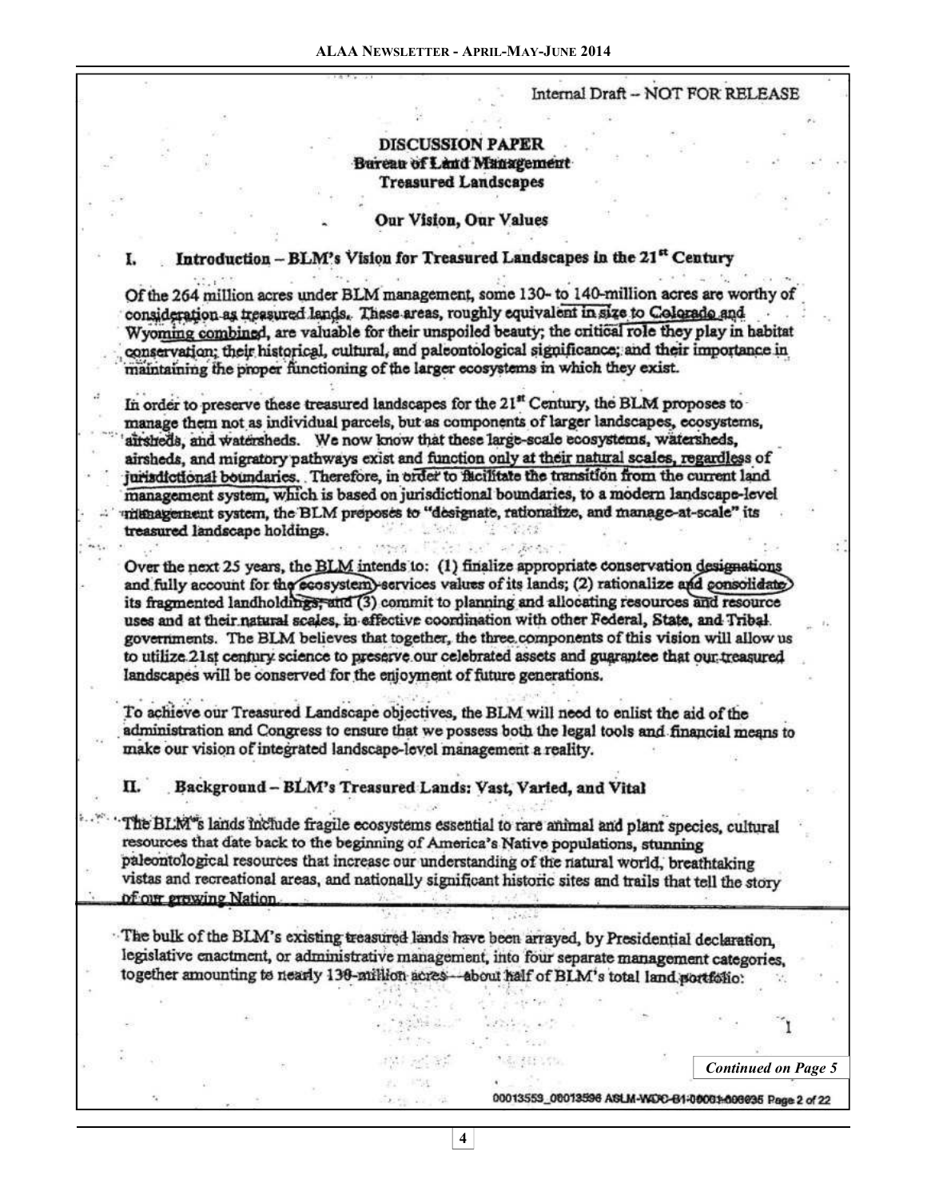Internal Draft -- NOT FOR RELEASE

**DISCUSSION PAPER**
**Bureau of Land Management**
**Treasured Landscapes**

**Our Vision, Our Values**

## I. Introduction – BLM's Vision for Treasured Landscapes in the 21st Century

Of the 264 million acres under BLM management, some 130- to 140-million acres are worthy of consideration as treasured lands. These areas, roughly equivalent in size to Colorado and Wyoming combined, are valuable for their unspoiled beauty; the critical role they play in habitat conservation; their historical, cultural, and paleontological significance; and their importance in maintaining the proper functioning of the larger ecosystems in which they exist.

In order to preserve these treasured landscapes for the 21st Century, the BLM proposes to manage them not as individual parcels, but as components of larger landscapes, ecosystems, airsheds, and watersheds. We now know that these large-scale ecosystems, watersheds, airsheds, and migratory pathways exist and function only at their natural scales, regardless of jurisdictional boundaries. Therefore, in order to facilitate the transition from the current land management system, which is based on jurisdictional boundaries, to a modern landscape-level management system, the BLM proposes to "designate, rationalize, and manage-at-scale" its treasured landscape holdings.

Over the next 25 years, the BLM intends to: (1) finalize appropriate conservation designations and fully account for the ecosystem-services values of its lands; (2) rationalize and consolidate its fragmented landholdings; and (3) commit to planning and allocating resources and resource uses and at their natural scales, in effective coordination with other Federal, State, and Tribal governments. The BLM believes that together, the three components of this vision will allow us to utilize 21st century science to preserve our celebrated assets and guarantee that our treasured landscapes will be conserved for the enjoyment of future generations.

To achieve our Treasured Landscape objectives, the BLM will need to enlist the aid of the administration and Congress to ensure that we possess both the legal tools and financial means to make our vision of integrated landscape-level management a reality.

## II. Background – BLM's Treasured Lands: Vast, Varied, and Vital

The BLM's lands include fragile ecosystems essential to rare animal and plant species, cultural resources that date back to the beginning of America's Native populations, stunning paleontological resources that increase our understanding of the natural world, breathtaking vistas and recreational areas, and nationally significant historic sites and trails that tell the story of our growing Nation.

The bulk of the BLM's existing treasured lands have been arrayed, by Presidential declaration, legislative enactment, or administrative management, into four separate management categories, together amounting to nearly 130-million acres—about half of BLM's total land portfolio:

*Continued on Page 5*

00013559_00013596 ASLM-WDC-B1-00001-000035 Page 2 of 22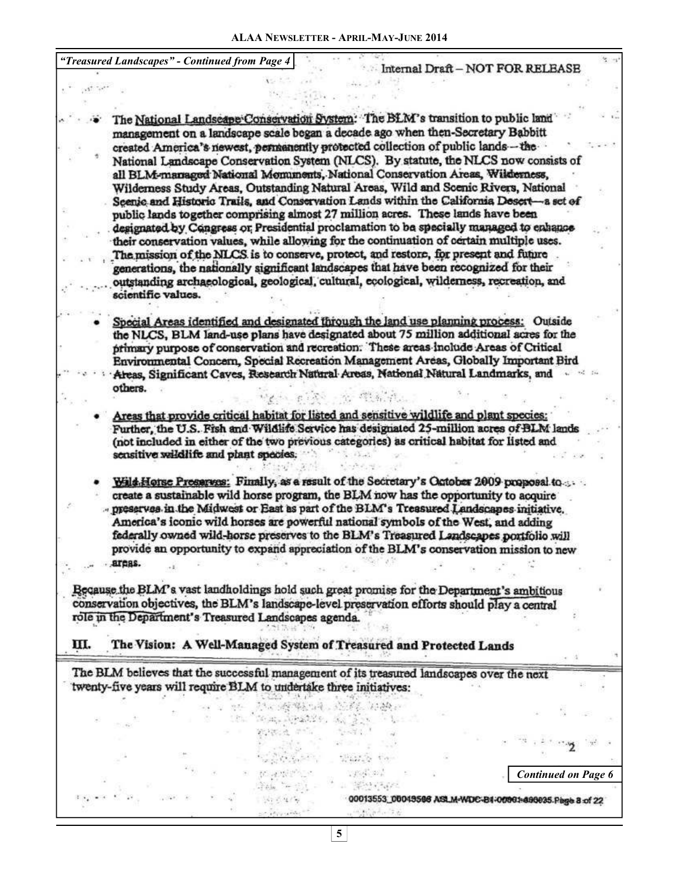*"Treasured Landscapes" - Continued from Page 4*

Internal Draft – NOT FOR RELEASE

- The National Landscape Conservation System: The BLM's transition to public land management on a landscape scale began a decade ago when then-Secretary Babbitt created America's newest, permanently protected collection of public lands — the National Landscape Conservation System (NLCS). By statute, the NLCS now consists of all BLM-managed National Monuments, National Conservation Areas, Wilderness, Wilderness Study Areas, Outstanding Natural Areas, Wild and Scenic Rivers, National Scenic and Historic Trails, and Conservation Lands within the California Desert—a set of public lands together comprising almost 27 million acres. These lands have been designated by Congress or Presidential proclamation to be specially managed to enhance their conservation values, while allowing for the continuation of certain multiple uses. The mission of the NLCS is to conserve, protect, and restore, for present and future generations, the nationally significant landscapes that have been recognized for their outstanding archaeological, geological, cultural, ecological, wilderness, recreation, and scientific values.

- Special Areas identified and designated through the land use planning process: Outside the NLCS, BLM land-use plans have designated about 75 million additional acres for the primary purpose of conservation and recreation. These areas include Areas of Critical Environmental Concern, Special Recreation Management Areas, Globally Important Bird Areas, Significant Caves, Research Natural Areas, National Natural Landmarks, and others.

- Areas that provide critical habitat for listed and sensitive wildlife and plant species: Further, the U.S. Fish and Wildlife Service has designated 25-million acres of BLM lands (not included in either of the two previous categories) as critical habitat for listed and sensitive wildlife and plant species.

- Wild Horse Preserves: Finally, as a result of the Secretary's October 2009 proposal to create a sustainable wild horse program, the BLM now has the opportunity to acquire preserves in the Midwest or East as part of the BLM's Treasured Landscapes initiative. America's iconic wild horses are powerful national symbols of the West, and adding federally owned wild-horse preserves to the BLM's Treasured Landscapes portfolio will provide an opportunity to expand appreciation of the BLM's conservation mission to new areas.

Because the BLM's vast landholdings hold such great promise for the Department's ambitious conservation objectives, the BLM's landscape-level preservation efforts should play a central role in the Department's Treasured Landscapes agenda.

## III. The Vision: A Well-Managed System of Treasured and Protected Lands

The BLM believes that the successful management of its treasured landscapes over the next twenty-five years will require BLM to undertake three initiatives:

2

*Continued on Page 6*

00013553_00013566 ASLM-WDC-B1-00001-000035.Page 8 of 22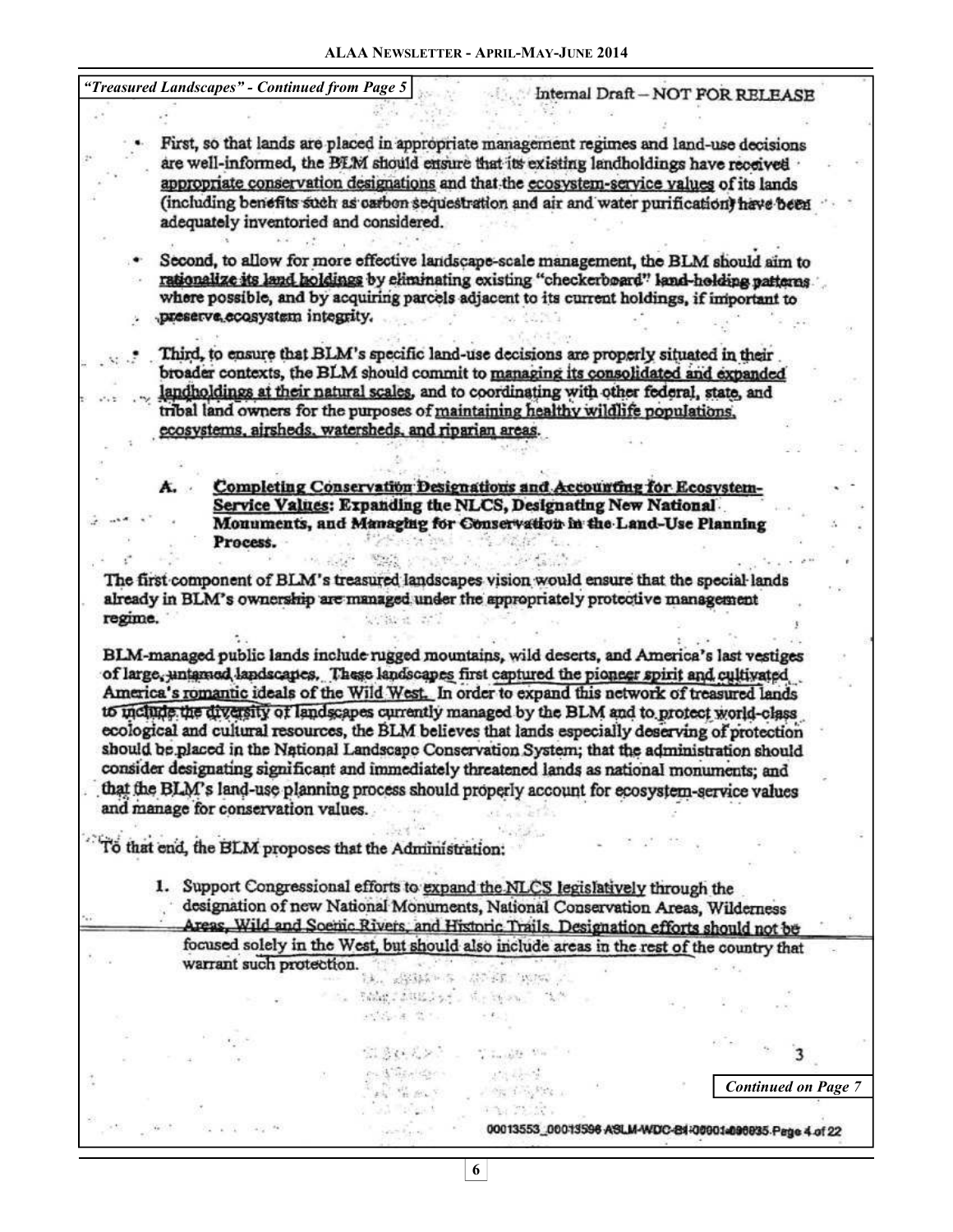*"Treasured Landscapes" - Continued from Page 5*

Internal Draft – NOT FOR RELEASE

- First, so that lands are placed in appropriate management regimes and land-use decisions are well-informed, the BLM should ensure that its existing landholdings have received appropriate conservation designations and that the ecosystem-service values of its lands (including benefits such as carbon sequestration and air and water purification) have been adequately inventoried and considered.

- Second, to allow for more effective landscape-scale management, the BLM should aim to rationalize its land holdings by eliminating existing "checkerboard" land-holding patterns where possible, and by acquiring parcels adjacent to its current holdings, if important to preserve ecosystem integrity.

- Third, to ensure that BLM's specific land-use decisions are properly situated in their broader contexts, the BLM should commit to managing its consolidated and expanded landholdings at their natural scales, and to coordinating with other federal, state, and tribal land owners for the purposes of maintaining healthy wildlife populations, ecosystems, airsheds, watersheds, and riparian areas.

**A. Completing Conservation Designations and Accounting for Ecosystem-Service Values: Expanding the NLCS, Designating New National Monuments, and Managing for Conservation in the Land-Use Planning Process.**

The first component of BLM's treasured landscapes vision would ensure that the special lands already in BLM's ownership are managed under the appropriately protective management regime.

BLM-managed public lands include rugged mountains, wild deserts, and America's last vestiges of large, untamed landscapes. These landscapes first captured the pioneer spirit and cultivated America's romantic ideals of the Wild West. In order to expand this network of treasured lands to include the diversity of landscapes currently managed by the BLM and to protect world-class ecological and cultural resources, the BLM believes that lands especially deserving of protection should be placed in the National Landscape Conservation System; that the administration should consider designating significant and immediately threatened lands as national monuments; and that the BLM's land-use planning process should properly account for ecosystem-service values and manage for conservation values.

To that end, the BLM proposes that the Administration:

1. Support Congressional efforts to expand the NLCS legislatively through the designation of new National Monuments, National Conservation Areas, Wilderness Areas, Wild and Scenic Rivers, and Historic Trails. Designation efforts should not be focused solely in the West, but should also include areas in the rest of the country that warrant such protection.

*Continued on Page 7*

00013553_00013596 ASLM-WDC-B1-00001-000035 Page 4 of 22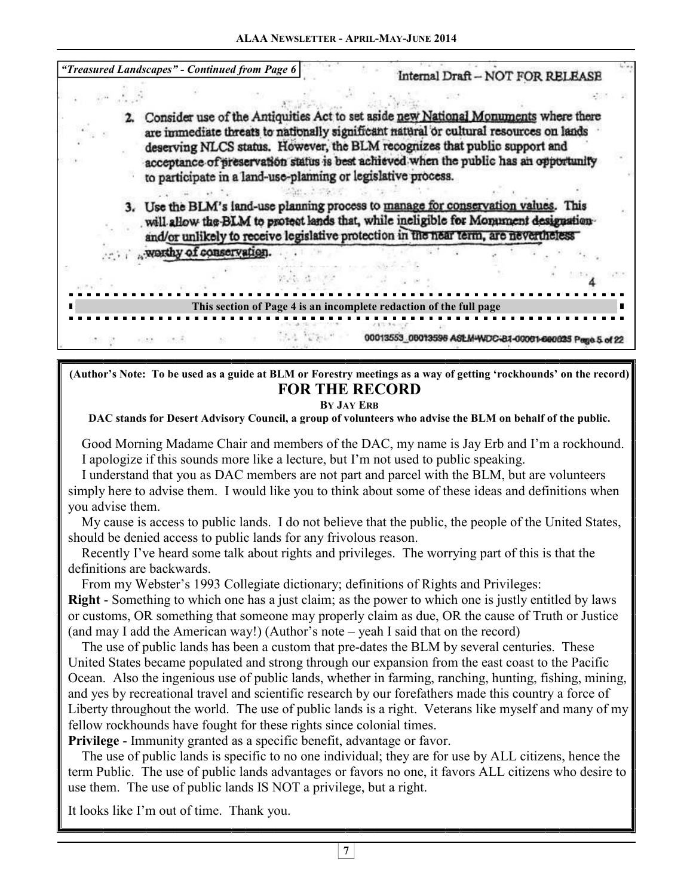*"Treasured Landscapes" - Continued from Page 6*

Internal Draft – NOT FOR RELEASE

2. Consider use of the Antiquities Act to set aside new National Monuments where there are immediate threats to nationally significant natural or cultural resources on lands deserving NLCS status. However, the BLM recognizes that public support and acceptance of preservation status is best achieved when the public has an opportunity to participate in a land-use-planning or legislative process.

3. Use the BLM's land-use planning process to manage for conservation values. This will allow the BLM to protect lands that, while ineligible for Monument designation and/or unlikely to receive legislative protection in the near term, are nevertheless worthy of conservation.

4

**This section of Page 4 is an incomplete redaction of the full page**

00013553_00013596 ASLM-WDC-81-00061-000035 Page 5 of 22

---

**(Author's Note: To be used as a guide at BLM or Forestry meetings as a way of getting 'rockhounds' on the record)**

## FOR THE RECORD

**By Jay Erb**

**DAC stands for Desert Advisory Council, a group of volunteers who advise the BLM on behalf of the public.**

Good Morning Madame Chair and members of the DAC, my name is Jay Erb and I'm a rockhound. I apologize if this sounds more like a lecture, but I'm not used to public speaking.

I understand that you as DAC members are not part and parcel with the BLM, but are volunteers simply here to advise them. I would like you to think about some of these ideas and definitions when you advise them.

My cause is access to public lands. I do not believe that the public, the people of the United States, should be denied access to public lands for any frivolous reason.

Recently I've heard some talk about rights and privileges. The worrying part of this is that the definitions are backwards.

From my Webster's 1993 Collegiate dictionary; definitions of Rights and Privileges:

**Right** - Something to which one has a just claim; as the power to which one is justly entitled by laws or customs, OR something that someone may properly claim as due, OR the cause of Truth or Justice (and may I add the American way!) (Author's note – yeah I said that on the record)

The use of public lands has been a custom that pre-dates the BLM by several centuries. These United States became populated and strong through our expansion from the east coast to the Pacific Ocean. Also the ingenious use of public lands, whether in farming, ranching, hunting, fishing, mining, and yes by recreational travel and scientific research by our forefathers made this country a force of Liberty throughout the world. The use of public lands is a right. Veterans like myself and many of my fellow rockhounds have fought for these rights since colonial times.

**Privilege** - Immunity granted as a specific benefit, advantage or favor.

The use of public lands is specific to no one individual; they are for use by ALL citizens, hence the term Public. The use of public lands advantages or favors no one, it favors ALL citizens who desire to use them. The use of public lands IS NOT a privilege, but a right.

It looks like I'm out of time. Thank you.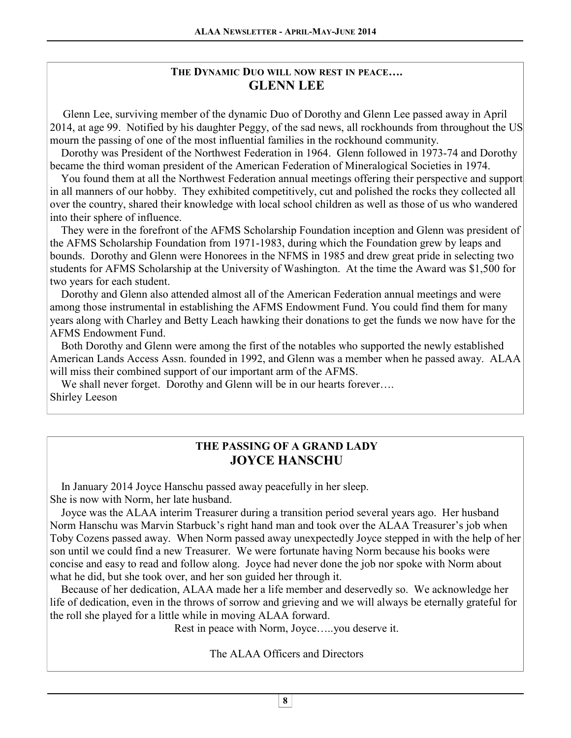## THE DYNAMIC DUO WILL NOW REST IN PEACE….
## GLENN LEE

Glenn Lee, surviving member of the dynamic Duo of Dorothy and Glenn Lee passed away in April 2014, at age 99. Notified by his daughter Peggy, of the sad news, all rockhounds from throughout the US mourn the passing of one of the most influential families in the rockhound community.

Dorothy was President of the Northwest Federation in 1964. Glenn followed in 1973-74 and Dorothy became the third woman president of the American Federation of Mineralogical Societies in 1974.

You found them at all the Northwest Federation annual meetings offering their perspective and support in all manners of our hobby. They exhibited competitively, cut and polished the rocks they collected all over the country, shared their knowledge with local school children as well as those of us who wandered into their sphere of influence.

They were in the forefront of the AFMS Scholarship Foundation inception and Glenn was president of the AFMS Scholarship Foundation from 1971-1983, during which the Foundation grew by leaps and bounds. Dorothy and Glenn were Honorees in the NFMS in 1985 and drew great pride in selecting two students for AFMS Scholarship at the University of Washington. At the time the Award was $1,500 for two years for each student.

Dorothy and Glenn also attended almost all of the American Federation annual meetings and were among those instrumental in establishing the AFMS Endowment Fund. You could find them for many years along with Charley and Betty Leach hawking their donations to get the funds we now have for the AFMS Endowment Fund.

Both Dorothy and Glenn were among the first of the notables who supported the newly established American Lands Access Assn. founded in 1992, and Glenn was a member when he passed away. ALAA will miss their combined support of our important arm of the AFMS.

We shall never forget. Dorothy and Glenn will be in our hearts forever….
Shirley Leeson

## THE PASSING OF A GRAND LADY
## JOYCE HANSCHU

In January 2014 Joyce Hanschu passed away peacefully in her sleep.
She is now with Norm, her late husband.

Joyce was the ALAA interim Treasurer during a transition period several years ago. Her husband Norm Hanschu was Marvin Starbuck's right hand man and took over the ALAA Treasurer's job when Toby Cozens passed away. When Norm passed away unexpectedly Joyce stepped in with the help of her son until we could find a new Treasurer. We were fortunate having Norm because his books were concise and easy to read and follow along. Joyce had never done the job nor spoke with Norm about what he did, but she took over, and her son guided her through it.

Because of her dedication, ALAA made her a life member and deservedly so. We acknowledge her life of dedication, even in the throws of sorrow and grieving and we will always be eternally grateful for the roll she played for a little while in moving ALAA forward.

Rest in peace with Norm, Joyce…..you deserve it.

The ALAA Officers and Directors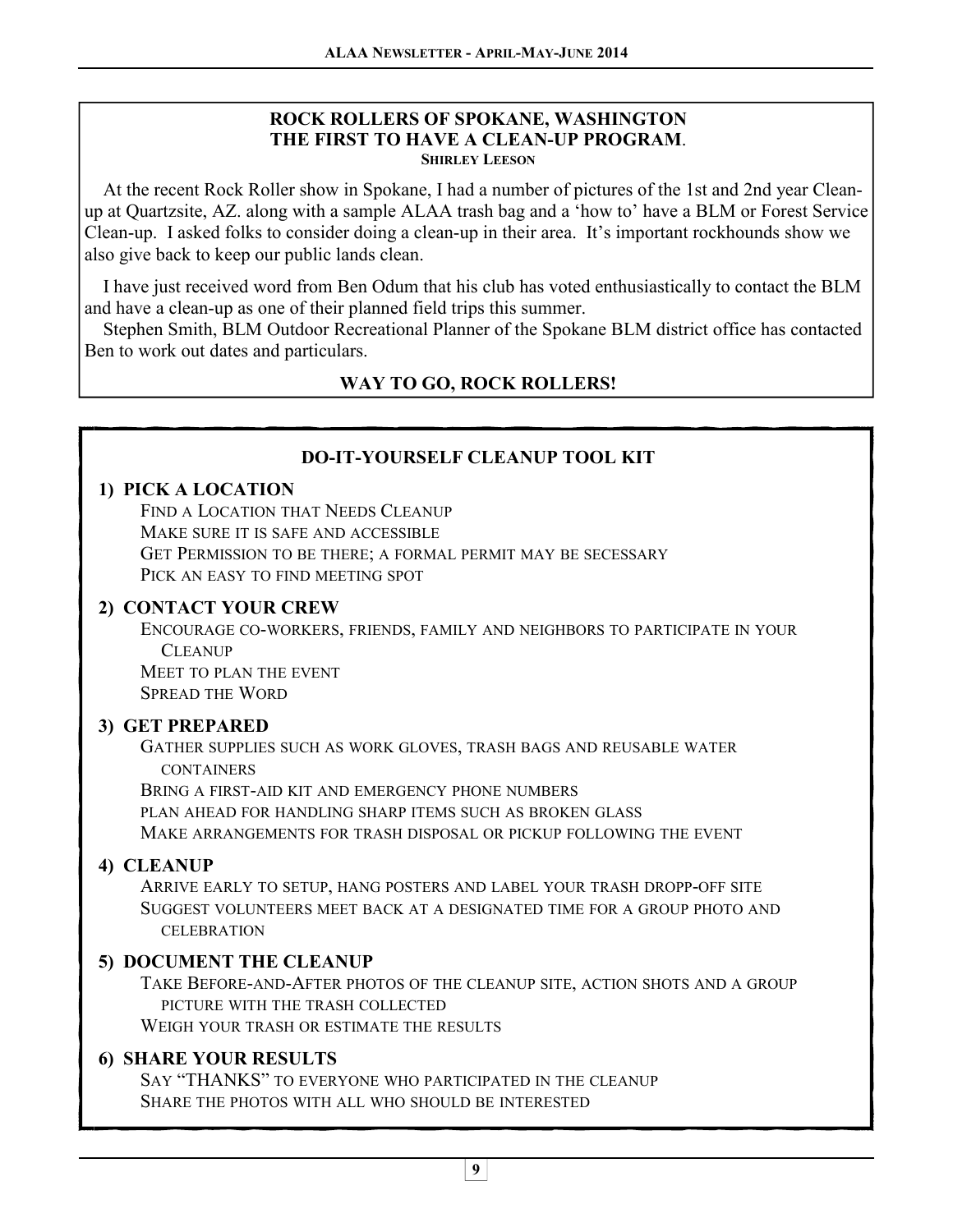## ROCK ROLLERS OF SPOKANE, WASHINGTON THE FIRST TO HAVE A CLEAN-UP PROGRAM.

**Shirley Leeson**

At the recent Rock Roller show in Spokane, I had a number of pictures of the 1st and 2nd year Clean-up at Quartzsite, AZ. along with a sample ALAA trash bag and a 'how to' have a BLM or Forest Service Clean-up. I asked folks to consider doing a clean-up in their area. It's important rockhounds show we also give back to keep our public lands clean.

I have just received word from Ben Odum that his club has voted enthusiastically to contact the BLM and have a clean-up as one of their planned field trips this summer.

Stephen Smith, BLM Outdoor Recreational Planner of the Spokane BLM district office has contacted Ben to work out dates and particulars.

**WAY TO GO, ROCK ROLLERS!**

## DO-IT-YOURSELF CLEANUP TOOL KIT

### 1) PICK A LOCATION

Find a Location that Needs Cleanup
Make sure it is safe and accessible
Get Permission to be there; a formal permit may be secessary
Pick an easy to find meeting spot

### 2) CONTACT YOUR CREW

Encourage co-workers, friends, family and neighbors to participate in your Cleanup
Meet to plan the event
Spread the Word

### 3) GET PREPARED

Gather supplies such as work gloves, trash bags and reusable water containers
Bring a first-aid kit and emergency phone numbers
plan ahead for handling sharp items such as broken glass
Make arrangements for trash disposal or pickup following the event

### 4) CLEANUP

Arrive early to setup, hang posters and label your trash dropp-off site
Suggest volunteers meet back at a designated time for a group photo and celebration

### 5) DOCUMENT THE CLEANUP

Take Before-and-After photos of the cleanup site, action shots and a group picture with the trash collected
Weigh your trash or estimate the results

### 6) SHARE YOUR RESULTS

Say "THANKS" to everyone who participated in the cleanup
Share the photos with all who should be interested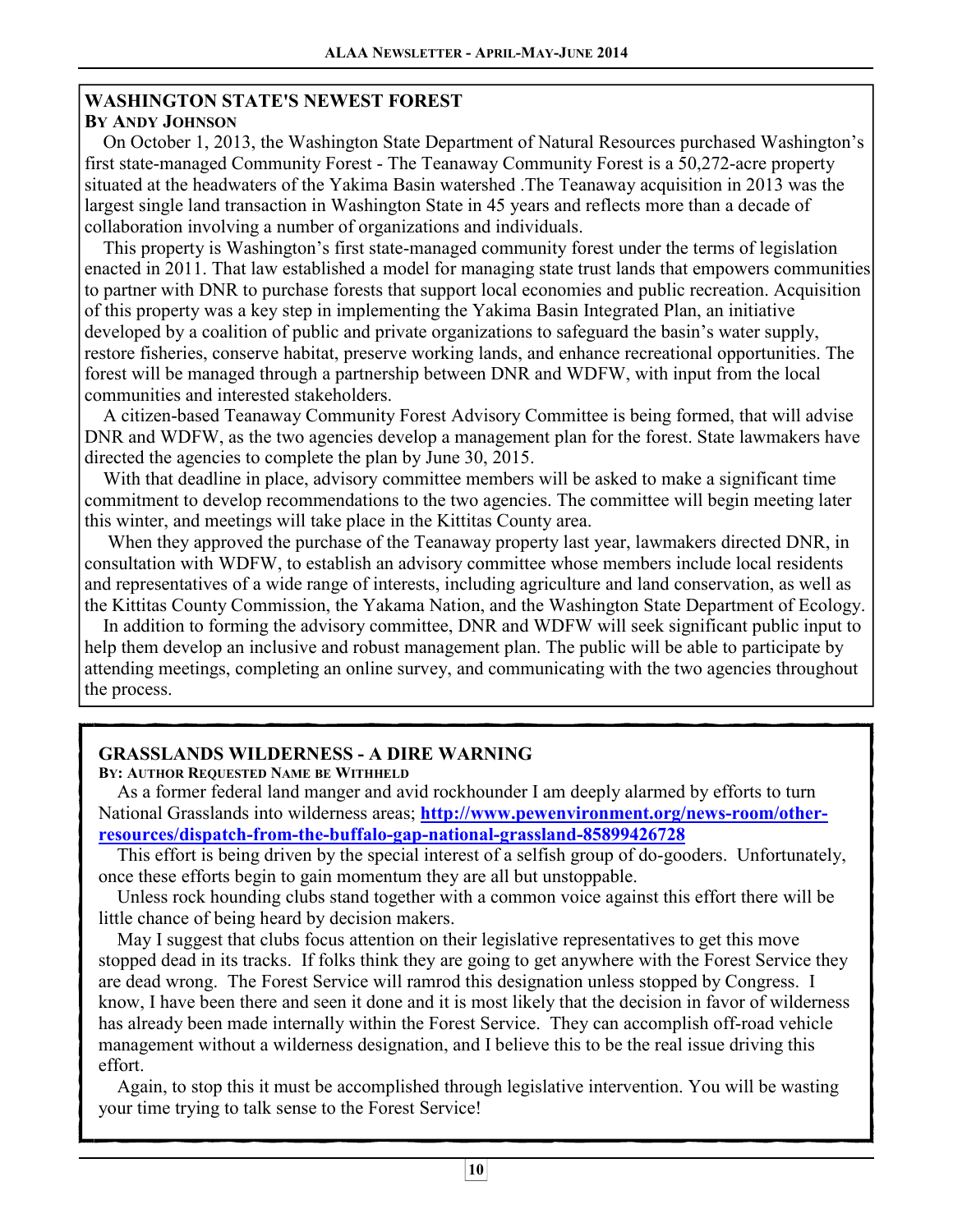## WASHINGTON STATE'S NEWEST FOREST

**BY ANDY JOHNSON**

On October 1, 2013, the Washington State Department of Natural Resources purchased Washington's first state-managed Community Forest - The Teanaway Community Forest is a 50,272-acre property situated at the headwaters of the Yakima Basin watershed .The Teanaway acquisition in 2013 was the largest single land transaction in Washington State in 45 years and reflects more than a decade of collaboration involving a number of organizations and individuals.

This property is Washington's first state-managed community forest under the terms of legislation enacted in 2011. That law established a model for managing state trust lands that empowers communities to partner with DNR to purchase forests that support local economies and public recreation. Acquisition of this property was a key step in implementing the Yakima Basin Integrated Plan, an initiative developed by a coalition of public and private organizations to safeguard the basin's water supply, restore fisheries, conserve habitat, preserve working lands, and enhance recreational opportunities. The forest will be managed through a partnership between DNR and WDFW, with input from the local communities and interested stakeholders.

A citizen-based Teanaway Community Forest Advisory Committee is being formed, that will advise DNR and WDFW, as the two agencies develop a management plan for the forest. State lawmakers have directed the agencies to complete the plan by June 30, 2015.

With that deadline in place, advisory committee members will be asked to make a significant time commitment to develop recommendations to the two agencies. The committee will begin meeting later this winter, and meetings will take place in the Kittitas County area.

When they approved the purchase of the Teanaway property last year, lawmakers directed DNR, in consultation with WDFW, to establish an advisory committee whose members include local residents and representatives of a wide range of interests, including agriculture and land conservation, as well as the Kittitas County Commission, the Yakama Nation, and the Washington State Department of Ecology.

In addition to forming the advisory committee, DNR and WDFW will seek significant public input to help them develop an inclusive and robust management plan. The public will be able to participate by attending meetings, completing an online survey, and communicating with the two agencies throughout the process.

## GRASSLANDS WILDERNESS - A DIRE WARNING

**BY: AUTHOR REQUESTED NAME BE WITHHELD**

As a former federal land manger and avid rockhounder I am deeply alarmed by efforts to turn National Grasslands into wilderness areas; **http://www.pewenvironment.org/news-room/other-resources/dispatch-from-the-buffalo-gap-national-grassland-85899426728**

This effort is being driven by the special interest of a selfish group of do-gooders. Unfortunately, once these efforts begin to gain momentum they are all but unstoppable.

Unless rock hounding clubs stand together with a common voice against this effort there will be little chance of being heard by decision makers.

May I suggest that clubs focus attention on their legislative representatives to get this move stopped dead in its tracks. If folks think they are going to get anywhere with the Forest Service they are dead wrong. The Forest Service will ramrod this designation unless stopped by Congress. I know, I have been there and seen it done and it is most likely that the decision in favor of wilderness has already been made internally within the Forest Service. They can accomplish off-road vehicle management without a wilderness designation, and I believe this to be the real issue driving this effort.

Again, to stop this it must be accomplished through legislative intervention. You will be wasting your time trying to talk sense to the Forest Service!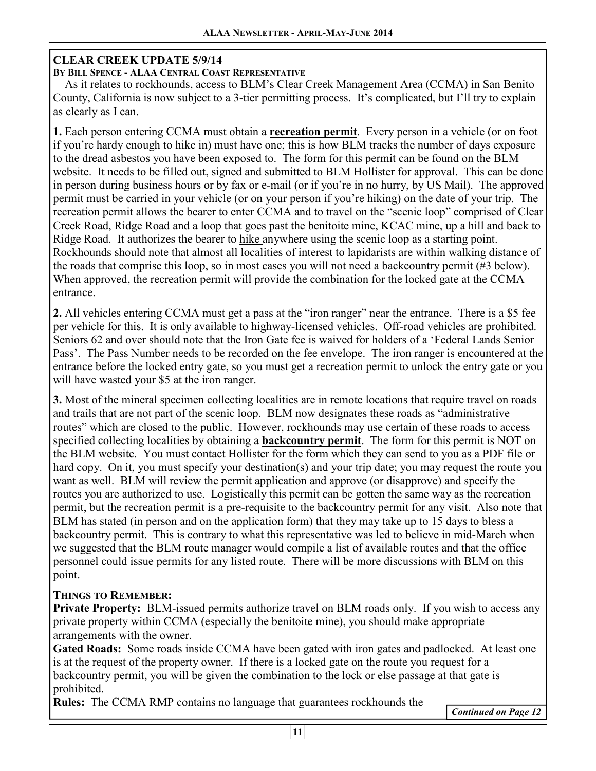## CLEAR CREEK UPDATE 5/9/14

**By Bill Spence - ALAA Central Coast Representative**

As it relates to rockhounds, access to BLM's Clear Creek Management Area (CCMA) in San Benito County, California is now subject to a 3-tier permitting process. It's complicated, but I'll try to explain as clearly as I can.

**1.** Each person entering CCMA must obtain a **recreation permit**. Every person in a vehicle (or on foot if you're hardy enough to hike in) must have one; this is how BLM tracks the number of days exposure to the dread asbestos you have been exposed to. The form for this permit can be found on the BLM website. It needs to be filled out, signed and submitted to BLM Hollister for approval. This can be done in person during business hours or by fax or e-mail (or if you're in no hurry, by US Mail). The approved permit must be carried in your vehicle (or on your person if you're hiking) on the date of your trip. The recreation permit allows the bearer to enter CCMA and to travel on the "scenic loop" comprised of Clear Creek Road, Ridge Road and a loop that goes past the benitoite mine, KCAC mine, up a hill and back to Ridge Road. It authorizes the bearer to hike anywhere using the scenic loop as a starting point. Rockhounds should note that almost all localities of interest to lapidarists are within walking distance of the roads that comprise this loop, so in most cases you will not need a backcountry permit (#3 below). When approved, the recreation permit will provide the combination for the locked gate at the CCMA entrance.

**2.** All vehicles entering CCMA must get a pass at the "iron ranger" near the entrance. There is a $5 fee per vehicle for this. It is only available to highway-licensed vehicles. Off-road vehicles are prohibited. Seniors 62 and over should note that the Iron Gate fee is waived for holders of a 'Federal Lands Senior Pass'. The Pass Number needs to be recorded on the fee envelope. The iron ranger is encountered at the entrance before the locked entry gate, so you must get a recreation permit to unlock the entry gate or you will have wasted your $5 at the iron ranger.

**3.** Most of the mineral specimen collecting localities are in remote locations that require travel on roads and trails that are not part of the scenic loop. BLM now designates these roads as "administrative routes" which are closed to the public. However, rockhounds may use certain of these roads to access specified collecting localities by obtaining a **backcountry permit**. The form for this permit is NOT on the BLM website. You must contact Hollister for the form which they can send to you as a PDF file or hard copy. On it, you must specify your destination(s) and your trip date; you may request the route you want as well. BLM will review the permit application and approve (or disapprove) and specify the routes you are authorized to use. Logistically this permit can be gotten the same way as the recreation permit, but the recreation permit is a pre-requisite to the backcountry permit for any visit. Also note that BLM has stated (in person and on the application form) that they may take up to 15 days to bless a backcountry permit. This is contrary to what this representative was led to believe in mid-March when we suggested that the BLM route manager would compile a list of available routes and that the office personnel could issue permits for any listed route. There will be more discussions with BLM on this point.

**Things to Remember:**

**Private Property:** BLM-issued permits authorize travel on BLM roads only. If you wish to access any private property within CCMA (especially the benitoite mine), you should make appropriate arrangements with the owner.

**Gated Roads:** Some roads inside CCMA have been gated with iron gates and padlocked. At least one is at the request of the property owner. If there is a locked gate on the route you request for a backcountry permit, you will be given the combination to the lock or else passage at that gate is prohibited.

**Rules:** The CCMA RMP contains no language that guarantees rockhounds the

*Continued on Page 12*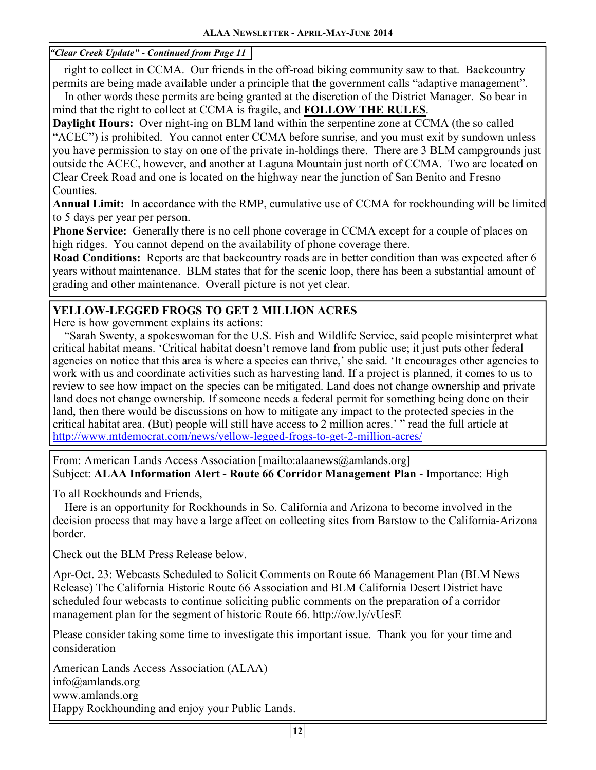*"Clear Creek Update" - Continued from Page 11*

right to collect in CCMA. Our friends in the off-road biking community saw to that. Backcountry permits are being made available under a principle that the government calls "adaptive management".

In other words these permits are being granted at the discretion of the District Manager. So bear in mind that the right to collect at CCMA is fragile, and **FOLLOW THE RULES**.

**Daylight Hours:** Over night-ing on BLM land within the serpentine zone at CCMA (the so called "ACEC") is prohibited. You cannot enter CCMA before sunrise, and you must exit by sundown unless you have permission to stay on one of the private in-holdings there. There are 3 BLM campgrounds just outside the ACEC, however, and another at Laguna Mountain just north of CCMA. Two are located on Clear Creek Road and one is located on the highway near the junction of San Benito and Fresno Counties.

**Annual Limit:** In accordance with the RMP, cumulative use of CCMA for rockhounding will be limited to 5 days per year per person.

**Phone Service:** Generally there is no cell phone coverage in CCMA except for a couple of places on high ridges. You cannot depend on the availability of phone coverage there.

**Road Conditions:** Reports are that backcountry roads are in better condition than was expected after 6 years without maintenance. BLM states that for the scenic loop, there has been a substantial amount of grading and other maintenance. Overall picture is not yet clear.

## YELLOW-LEGGED FROGS TO GET 2 MILLION ACRES

Here is how government explains its actions:

"Sarah Swenty, a spokeswoman for the U.S. Fish and Wildlife Service, said people misinterpret what critical habitat means. 'Critical habitat doesn't remove land from public use; it just puts other federal agencies on notice that this area is where a species can thrive,' she said. 'It encourages other agencies to work with us and coordinate activities such as harvesting land. If a project is planned, it comes to us to review to see how impact on the species can be mitigated. Land does not change ownership and private land does not change ownership. If someone needs a federal permit for something being done on their land, then there would be discussions on how to mitigate any impact to the protected species in the critical habitat area. (But) people will still have access to 2 million acres.' " read the full article at http://www.mtdemocrat.com/news/yellow-legged-frogs-to-get-2-million-acres/

From: American Lands Access Association [mailto:alaanews@amlands.org]
Subject: **ALAA Information Alert - Route 66 Corridor Management Plan** - Importance: High

To all Rockhounds and Friends,

Here is an opportunity for Rockhounds in So. California and Arizona to become involved in the decision process that may have a large affect on collecting sites from Barstow to the California-Arizona border.

Check out the BLM Press Release below.

Apr-Oct. 23: Webcasts Scheduled to Solicit Comments on Route 66 Management Plan (BLM News Release) The California Historic Route 66 Association and BLM California Desert District have scheduled four webcasts to continue soliciting public comments on the preparation of a corridor management plan for the segment of historic Route 66. http://ow.ly/vUesE

Please consider taking some time to investigate this important issue. Thank you for your time and consideration

American Lands Access Association (ALAA)
info@amlands.org
www.amlands.org
Happy Rockhounding and enjoy your Public Lands.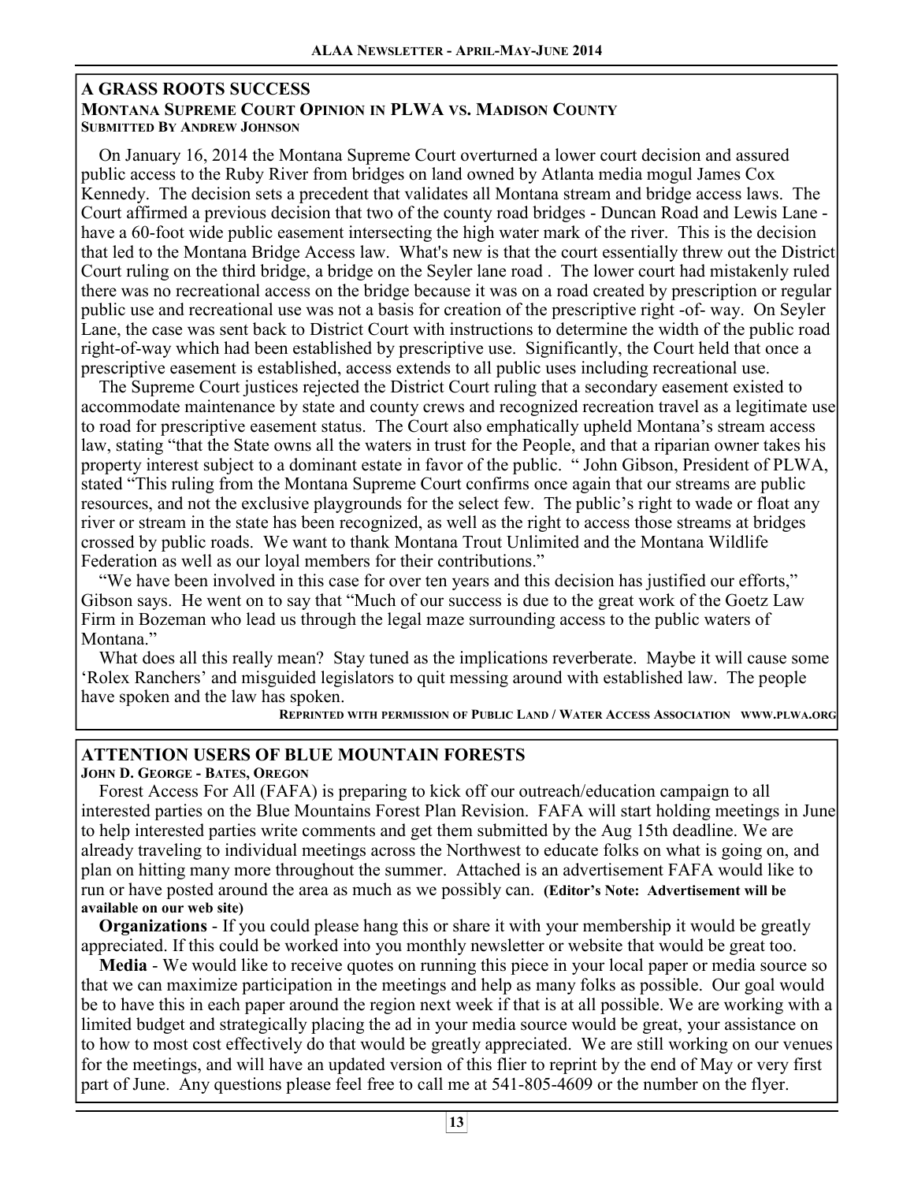## A GRASS ROOTS SUCCESS

### Montana Supreme Court Opinion in PLWA vs. Madison County

**Submitted By Andrew Johnson**

On January 16, 2014 the Montana Supreme Court overturned a lower court decision and assured public access to the Ruby River from bridges on land owned by Atlanta media mogul James Cox Kennedy. The decision sets a precedent that validates all Montana stream and bridge access laws. The Court affirmed a previous decision that two of the county road bridges - Duncan Road and Lewis Lane - have a 60-foot wide public easement intersecting the high water mark of the river. This is the decision that led to the Montana Bridge Access law. What's new is that the court essentially threw out the District Court ruling on the third bridge, a bridge on the Seyler lane road . The lower court had mistakenly ruled there was no recreational access on the bridge because it was on a road created by prescription or regular public use and recreational use was not a basis for creation of the prescriptive right -of- way. On Seyler Lane, the case was sent back to District Court with instructions to determine the width of the public road right-of-way which had been established by prescriptive use. Significantly, the Court held that once a prescriptive easement is established, access extends to all public uses including recreational use.

The Supreme Court justices rejected the District Court ruling that a secondary easement existed to accommodate maintenance by state and county crews and recognized recreation travel as a legitimate use to road for prescriptive easement status. The Court also emphatically upheld Montana's stream access law, stating "that the State owns all the waters in trust for the People, and that a riparian owner takes his property interest subject to a dominant estate in favor of the public. " John Gibson, President of PLWA, stated "This ruling from the Montana Supreme Court confirms once again that our streams are public resources, and not the exclusive playgrounds for the select few. The public's right to wade or float any river or stream in the state has been recognized, as well as the right to access those streams at bridges crossed by public roads. We want to thank Montana Trout Unlimited and the Montana Wildlife Federation as well as our loyal members for their contributions."

"We have been involved in this case for over ten years and this decision has justified our efforts," Gibson says. He went on to say that "Much of our success is due to the great work of the Goetz Law Firm in Bozeman who lead us through the legal maze surrounding access to the public waters of Montana."

What does all this really mean? Stay tuned as the implications reverberate. Maybe it will cause some 'Rolex Ranchers' and misguided legislators to quit messing around with established law. The people have spoken and the law has spoken.

**Reprinted with permission of Public Land / Water Access Association www.plwa.org**

## ATTENTION USERS OF BLUE MOUNTAIN FORESTS

**John D. George - Bates, Oregon**

Forest Access For All (FAFA) is preparing to kick off our outreach/education campaign to all interested parties on the Blue Mountains Forest Plan Revision. FAFA will start holding meetings in June to help interested parties write comments and get them submitted by the Aug 15th deadline. We are already traveling to individual meetings across the Northwest to educate folks on what is going on, and plan on hitting many more throughout the summer. Attached is an advertisement FAFA would like to run or have posted around the area as much as we possibly can. **(Editor's Note: Advertisement will be available on our web site)**

**Organizations** - If you could please hang this or share it with your membership it would be greatly appreciated. If this could be worked into you monthly newsletter or website that would be great too.

**Media** - We would like to receive quotes on running this piece in your local paper or media source so that we can maximize participation in the meetings and help as many folks as possible. Our goal would be to have this in each paper around the region next week if that is at all possible. We are working with a limited budget and strategically placing the ad in your media source would be great, your assistance on to how to most cost effectively do that would be greatly appreciated. We are still working on our venues for the meetings, and will have an updated version of this flier to reprint by the end of May or very first part of June. Any questions please feel free to call me at 541-805-4609 or the number on the flyer.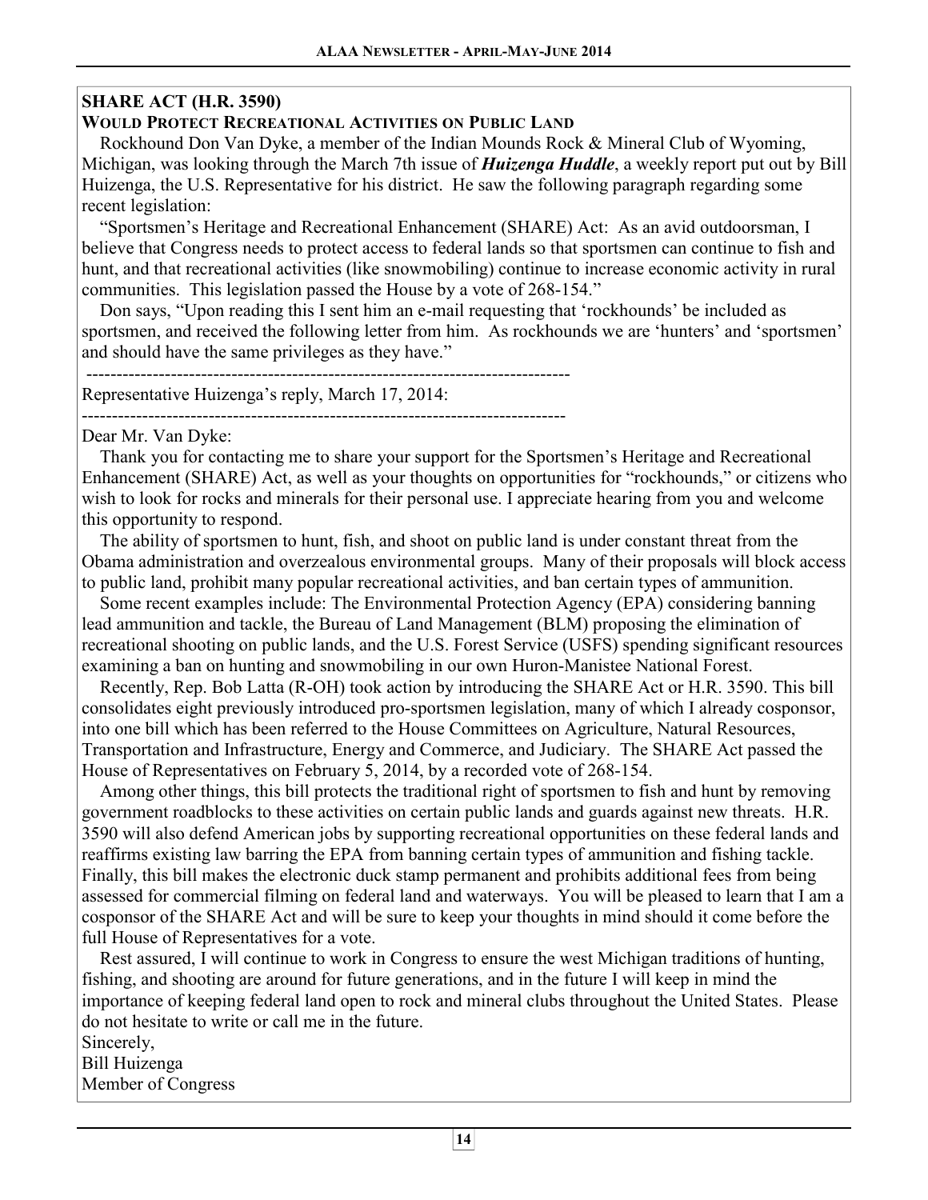**SHARE ACT (H.R. 3590)**

**WOULD PROTECT RECREATIONAL ACTIVITIES ON PUBLIC LAND**

Rockhound Don Van Dyke, a member of the Indian Mounds Rock & Mineral Club of Wyoming, Michigan, was looking through the March 7th issue of ***Huizenga Huddle***, a weekly report put out by Bill Huizenga, the U.S. Representative for his district. He saw the following paragraph regarding some recent legislation:

"Sportsmen's Heritage and Recreational Enhancement (SHARE) Act: As an avid outdoorsman, I believe that Congress needs to protect access to federal lands so that sportsmen can continue to fish and hunt, and that recreational activities (like snowmobiling) continue to increase economic activity in rural communities. This legislation passed the House by a vote of 268-154."

Don says, "Upon reading this I sent him an e-mail requesting that 'rockhounds' be included as sportsmen, and received the following letter from him. As rockhounds we are 'hunters' and 'sportsmen' and should have the same privileges as they have."

---

Representative Huizenga's reply, March 17, 2014:

---

Dear Mr. Van Dyke:

Thank you for contacting me to share your support for the Sportsmen's Heritage and Recreational Enhancement (SHARE) Act, as well as your thoughts on opportunities for "rockhounds," or citizens who wish to look for rocks and minerals for their personal use. I appreciate hearing from you and welcome this opportunity to respond.

The ability of sportsmen to hunt, fish, and shoot on public land is under constant threat from the Obama administration and overzealous environmental groups. Many of their proposals will block access to public land, prohibit many popular recreational activities, and ban certain types of ammunition.

Some recent examples include: The Environmental Protection Agency (EPA) considering banning lead ammunition and tackle, the Bureau of Land Management (BLM) proposing the elimination of recreational shooting on public lands, and the U.S. Forest Service (USFS) spending significant resources examining a ban on hunting and snowmobiling in our own Huron-Manistee National Forest.

Recently, Rep. Bob Latta (R-OH) took action by introducing the SHARE Act or H.R. 3590. This bill consolidates eight previously introduced pro-sportsmen legislation, many of which I already cosponsor, into one bill which has been referred to the House Committees on Agriculture, Natural Resources, Transportation and Infrastructure, Energy and Commerce, and Judiciary. The SHARE Act passed the House of Representatives on February 5, 2014, by a recorded vote of 268-154.

Among other things, this bill protects the traditional right of sportsmen to fish and hunt by removing government roadblocks to these activities on certain public lands and guards against new threats. H.R. 3590 will also defend American jobs by supporting recreational opportunities on these federal lands and reaffirms existing law barring the EPA from banning certain types of ammunition and fishing tackle. Finally, this bill makes the electronic duck stamp permanent and prohibits additional fees from being assessed for commercial filming on federal land and waterways. You will be pleased to learn that I am a cosponsor of the SHARE Act and will be sure to keep your thoughts in mind should it come before the full House of Representatives for a vote.

Rest assured, I will continue to work in Congress to ensure the west Michigan traditions of hunting, fishing, and shooting are around for future generations, and in the future I will keep in mind the importance of keeping federal land open to rock and mineral clubs throughout the United States. Please do not hesitate to write or call me in the future.

Sincerely,
Bill Huizenga
Member of Congress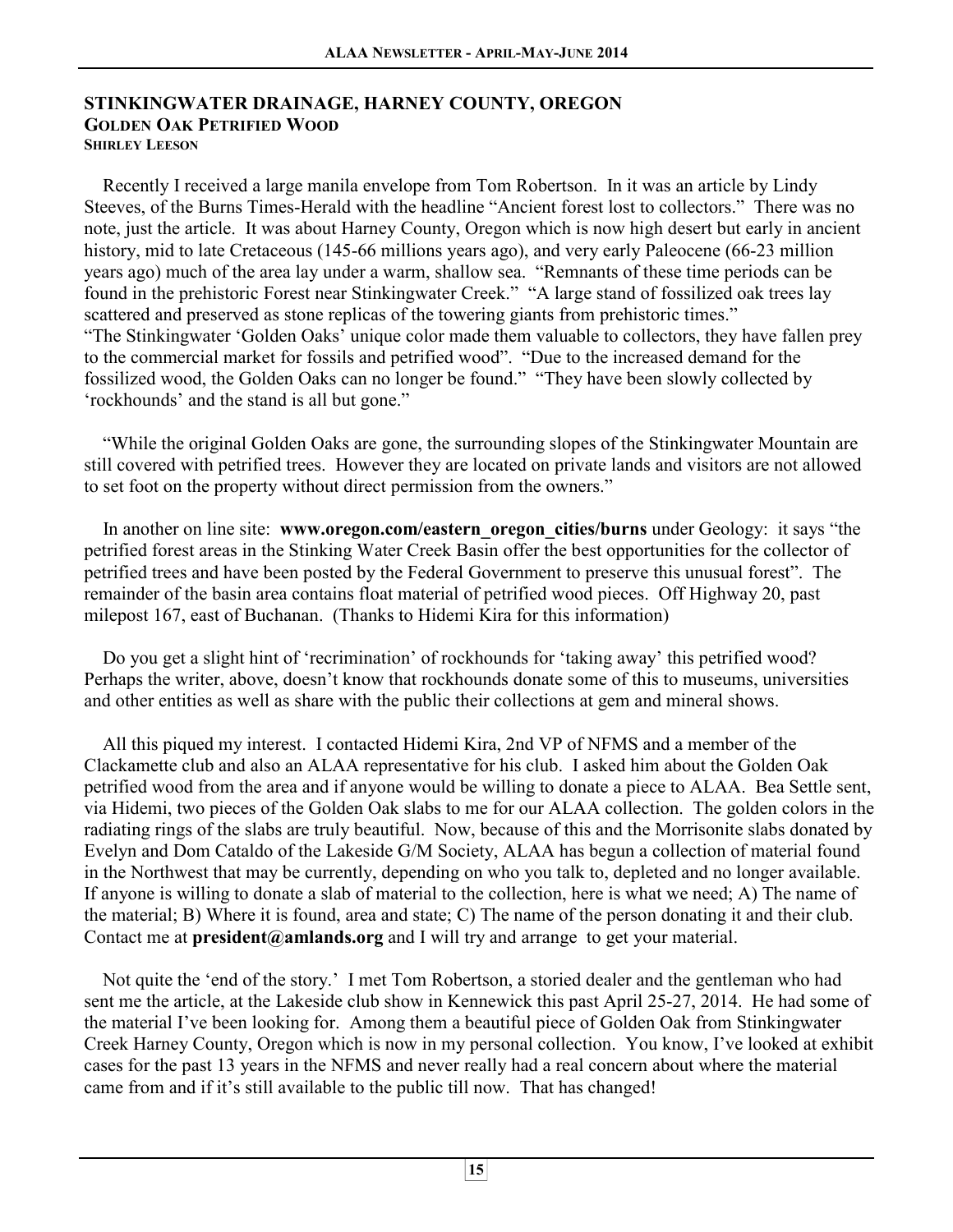## STINKINGWATER DRAINAGE, HARNEY COUNTY, OREGON
### GOLDEN OAK PETRIFIED WOOD
**SHIRLEY LEESON**

Recently I received a large manila envelope from Tom Robertson. In it was an article by Lindy Steeves, of the Burns Times-Herald with the headline "Ancient forest lost to collectors." There was no note, just the article. It was about Harney County, Oregon which is now high desert but early in ancient history, mid to late Cretaceous (145-66 millions years ago), and very early Paleocene (66-23 million years ago) much of the area lay under a warm, shallow sea. "Remnants of these time periods can be found in the prehistoric Forest near Stinkingwater Creek." "A large stand of fossilized oak trees lay scattered and preserved as stone replicas of the towering giants from prehistoric times." "The Stinkingwater 'Golden Oaks' unique color made them valuable to collectors, they have fallen prey to the commercial market for fossils and petrified wood". "Due to the increased demand for the fossilized wood, the Golden Oaks can no longer be found." "They have been slowly collected by 'rockhounds' and the stand is all but gone."

"While the original Golden Oaks are gone, the surrounding slopes of the Stinkingwater Mountain are still covered with petrified trees. However they are located on private lands and visitors are not allowed to set foot on the property without direct permission from the owners."

In another on line site: **www.oregon.com/eastern_oregon_cities/burns** under Geology: it says "the petrified forest areas in the Stinking Water Creek Basin offer the best opportunities for the collector of petrified trees and have been posted by the Federal Government to preserve this unusual forest". The remainder of the basin area contains float material of petrified wood pieces. Off Highway 20, past milepost 167, east of Buchanan. (Thanks to Hidemi Kira for this information)

Do you get a slight hint of 'recrimination' of rockhounds for 'taking away' this petrified wood? Perhaps the writer, above, doesn't know that rockhounds donate some of this to museums, universities and other entities as well as share with the public their collections at gem and mineral shows.

All this piqued my interest. I contacted Hidemi Kira, 2nd VP of NFMS and a member of the Clackamette club and also an ALAA representative for his club. I asked him about the Golden Oak petrified wood from the area and if anyone would be willing to donate a piece to ALAA. Bea Settle sent, via Hidemi, two pieces of the Golden Oak slabs to me for our ALAA collection. The golden colors in the radiating rings of the slabs are truly beautiful. Now, because of this and the Morrisonite slabs donated by Evelyn and Dom Cataldo of the Lakeside G/M Society, ALAA has begun a collection of material found in the Northwest that may be currently, depending on who you talk to, depleted and no longer available. If anyone is willing to donate a slab of material to the collection, here is what we need; A) The name of the material; B) Where it is found, area and state; C) The name of the person donating it and their club. Contact me at **president@amlands.org** and I will try and arrange to get your material.

Not quite the 'end of the story.' I met Tom Robertson, a storied dealer and the gentleman who had sent me the article, at the Lakeside club show in Kennewick this past April 25-27, 2014. He had some of the material I've been looking for. Among them a beautiful piece of Golden Oak from Stinkingwater Creek Harney County, Oregon which is now in my personal collection. You know, I've looked at exhibit cases for the past 13 years in the NFMS and never really had a real concern about where the material came from and if it's still available to the public till now. That has changed!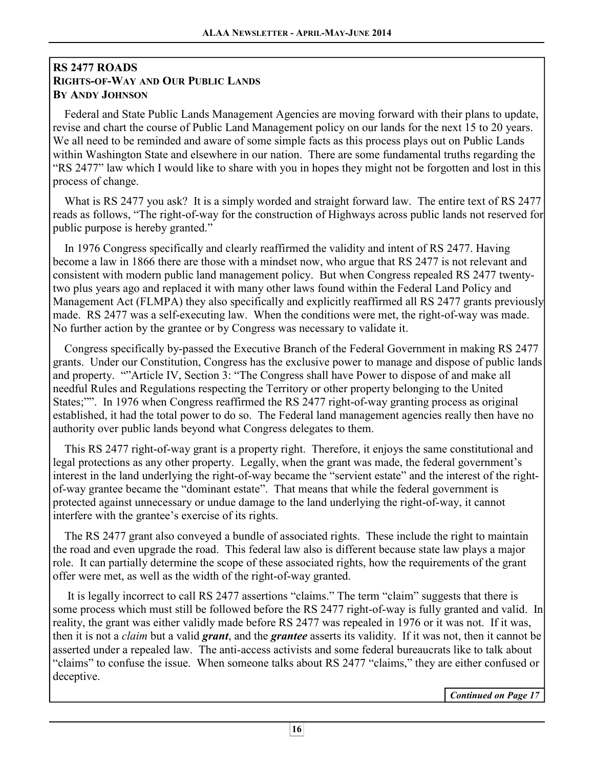### RS 2477 ROADS
### RIGHTS-OF-WAY AND OUR PUBLIC LANDS
### BY ANDY JOHNSON

Federal and State Public Lands Management Agencies are moving forward with their plans to update, revise and chart the course of Public Land Management policy on our lands for the next 15 to 20 years. We all need to be reminded and aware of some simple facts as this process plays out on Public Lands within Washington State and elsewhere in our nation. There are some fundamental truths regarding the "RS 2477" law which I would like to share with you in hopes they might not be forgotten and lost in this process of change.

What is RS 2477 you ask? It is a simply worded and straight forward law. The entire text of RS 2477 reads as follows, "The right-of-way for the construction of Highways across public lands not reserved for public purpose is hereby granted."

In 1976 Congress specifically and clearly reaffirmed the validity and intent of RS 2477. Having become a law in 1866 there are those with a mindset now, who argue that RS 2477 is not relevant and consistent with modern public land management policy. But when Congress repealed RS 2477 twenty-two plus years ago and replaced it with many other laws found within the Federal Land Policy and Management Act (FLMPA) they also specifically and explicitly reaffirmed all RS 2477 grants previously made. RS 2477 was a self-executing law. When the conditions were met, the right-of-way was made. No further action by the grantee or by Congress was necessary to validate it.

Congress specifically by-passed the Executive Branch of the Federal Government in making RS 2477 grants. Under our Constitution, Congress has the exclusive power to manage and dispose of public lands and property. ""Article IV, Section 3: "The Congress shall have Power to dispose of and make all needful Rules and Regulations respecting the Territory or other property belonging to the United States;"". In 1976 when Congress reaffirmed the RS 2477 right-of-way granting process as original established, it had the total power to do so. The Federal land management agencies really then have no authority over public lands beyond what Congress delegates to them.

This RS 2477 right-of-way grant is a property right. Therefore, it enjoys the same constitutional and legal protections as any other property. Legally, when the grant was made, the federal government's interest in the land underlying the right-of-way became the "servient estate" and the interest of the right-of-way grantee became the "dominant estate". That means that while the federal government is protected against unnecessary or undue damage to the land underlying the right-of-way, it cannot interfere with the grantee's exercise of its rights.

The RS 2477 grant also conveyed a bundle of associated rights. These include the right to maintain the road and even upgrade the road. This federal law also is different because state law plays a major role. It can partially determine the scope of these associated rights, how the requirements of the grant offer were met, as well as the width of the right-of-way granted.

It is legally incorrect to call RS 2477 assertions "claims." The term "claim" suggests that there is some process which must still be followed before the RS 2477 right-of-way is fully granted and valid. In reality, the grant was either validly made before RS 2477 was repealed in 1976 or it was not. If it was, then it is not a *claim* but a valid ***grant***, and the ***grantee*** asserts its validity. If it was not, then it cannot be asserted under a repealed law. The anti-access activists and some federal bureaucrats like to talk about "claims" to confuse the issue. When someone talks about RS 2477 "claims," they are either confused or deceptive.

***Continued on Page 17***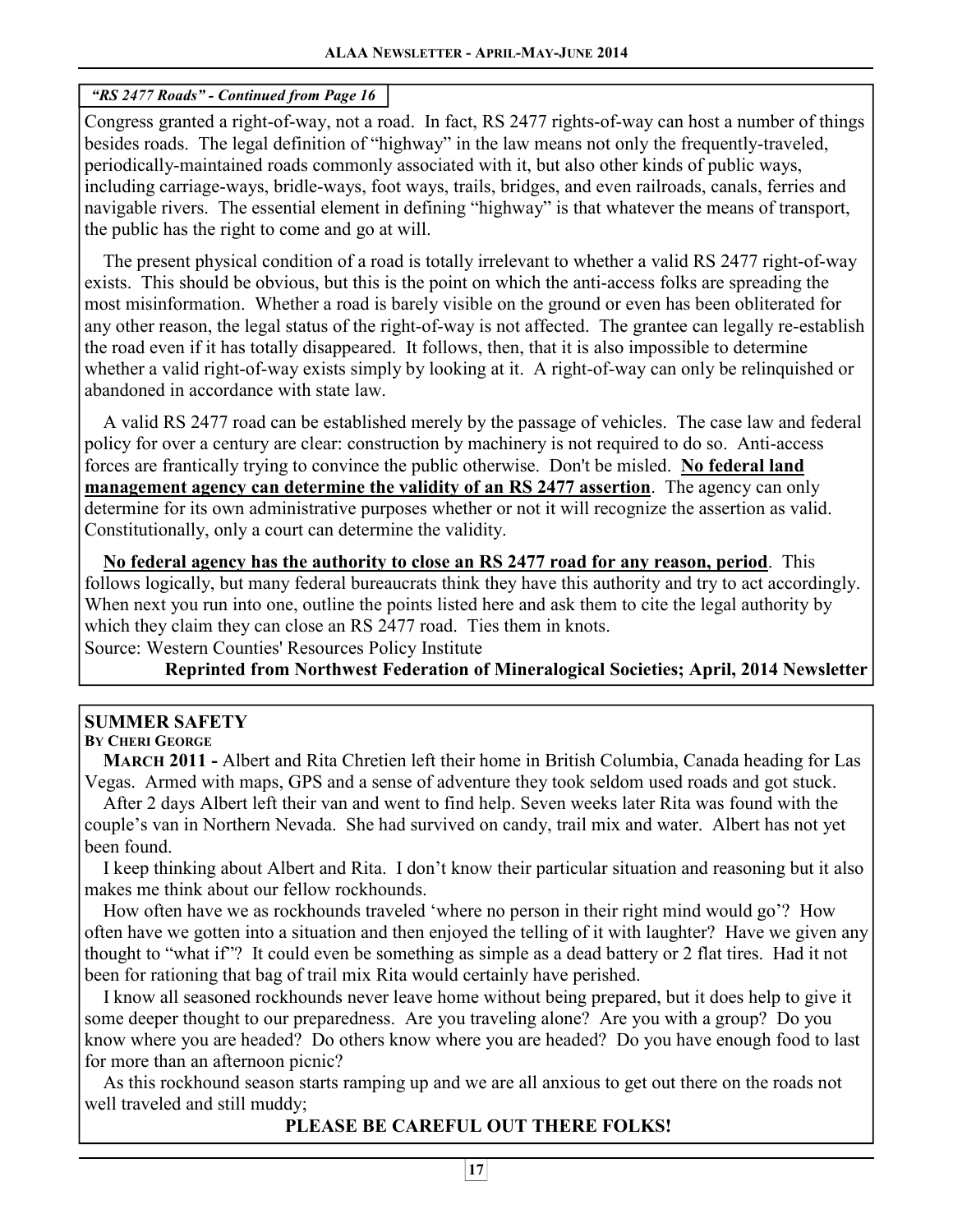*"RS 2477 Roads" - Continued from Page 16*

Congress granted a right-of-way, not a road. In fact, RS 2477 rights-of-way can host a number of things besides roads. The legal definition of "highway" in the law means not only the frequently-traveled, periodically-maintained roads commonly associated with it, but also other kinds of public ways, including carriage-ways, bridle-ways, foot ways, trails, bridges, and even railroads, canals, ferries and navigable rivers. The essential element in defining "highway" is that whatever the means of transport, the public has the right to come and go at will.

The present physical condition of a road is totally irrelevant to whether a valid RS 2477 right-of-way exists. This should be obvious, but this is the point on which the anti-access folks are spreading the most misinformation. Whether a road is barely visible on the ground or even has been obliterated for any other reason, the legal status of the right-of-way is not affected. The grantee can legally re-establish the road even if it has totally disappeared. It follows, then, that it is also impossible to determine whether a valid right-of-way exists simply by looking at it. A right-of-way can only be relinquished or abandoned in accordance with state law.

A valid RS 2477 road can be established merely by the passage of vehicles. The case law and federal policy for over a century are clear: construction by machinery is not required to do so. Anti-access forces are frantically trying to convince the public otherwise. Don't be misled. **No federal land management agency can determine the validity of an RS 2477 assertion**. The agency can only determine for its own administrative purposes whether or not it will recognize the assertion as valid. Constitutionally, only a court can determine the validity.

**No federal agency has the authority to close an RS 2477 road for any reason, period**. This follows logically, but many federal bureaucrats think they have this authority and try to act accordingly. When next you run into one, outline the points listed here and ask them to cite the legal authority by which they claim they can close an RS 2477 road. Ties them in knots.

Source: Western Counties' Resources Policy Institute

**Reprinted from Northwest Federation of Mineralogical Societies; April, 2014 Newsletter**

## SUMMER SAFETY

**By Cheri George**

**March 2011 -** Albert and Rita Chretien left their home in British Columbia, Canada heading for Las Vegas. Armed with maps, GPS and a sense of adventure they took seldom used roads and got stuck.

After 2 days Albert left their van and went to find help. Seven weeks later Rita was found with the couple's van in Northern Nevada. She had survived on candy, trail mix and water. Albert has not yet been found.

I keep thinking about Albert and Rita. I don't know their particular situation and reasoning but it also makes me think about our fellow rockhounds.

How often have we as rockhounds traveled 'where no person in their right mind would go'? How often have we gotten into a situation and then enjoyed the telling of it with laughter? Have we given any thought to "what if"? It could even be something as simple as a dead battery or 2 flat tires. Had it not been for rationing that bag of trail mix Rita would certainly have perished.

I know all seasoned rockhounds never leave home without being prepared, but it does help to give it some deeper thought to our preparedness. Are you traveling alone? Are you with a group? Do you know where you are headed? Do others know where you are headed? Do you have enough food to last for more than an afternoon picnic?

As this rockhound season starts ramping up and we are all anxious to get out there on the roads not well traveled and still muddy;

**PLEASE BE CAREFUL OUT THERE FOLKS!**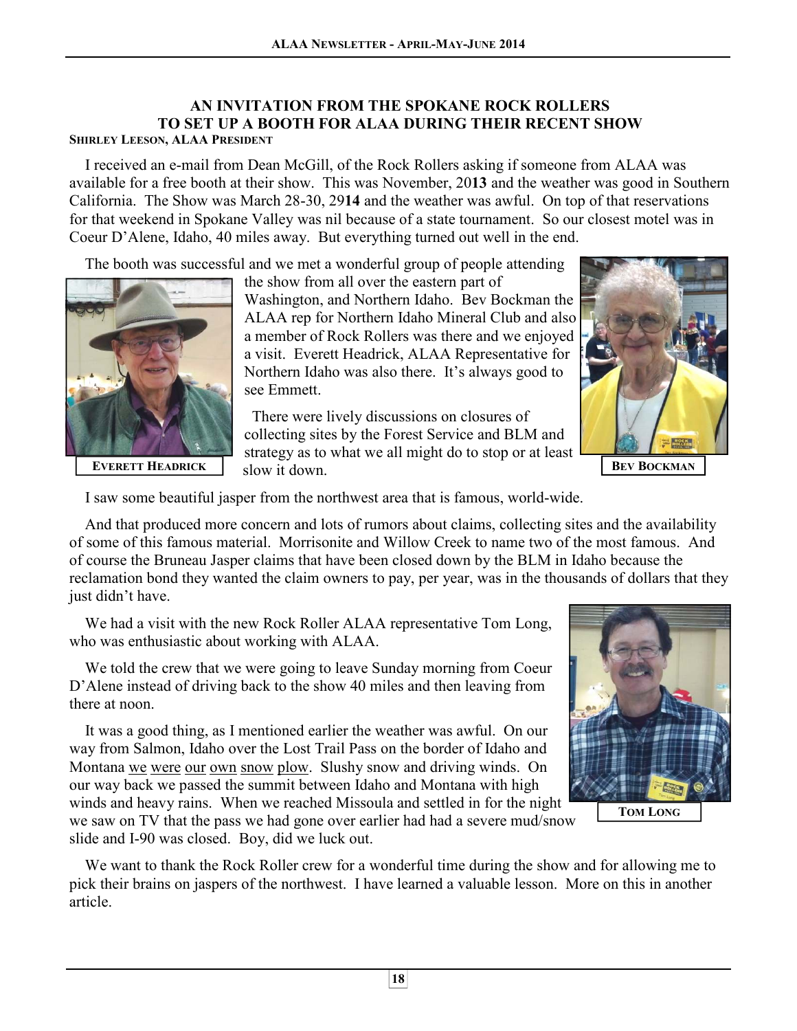## AN INVITATION FROM THE SPOKANE ROCK ROLLERS TO SET UP A BOOTH FOR ALAA DURING THEIR RECENT SHOW

**SHIRLEY LEESON, ALAA PRESIDENT**

I received an e-mail from Dean McGill, of the Rock Rollers asking if someone from ALAA was available for a free booth at their show. This was November, 20**13** and the weather was good in Southern California. The Show was March 28-30, 29**14** and the weather was awful. On top of that reservations for that weekend in Spokane Valley was nil because of a state tournament. So our closest motel was in Coeur D'Alene, Idaho, 40 miles away. But everything turned out well in the end.

The booth was successful and we met a wonderful group of people attending the show from all over the eastern part of Washington, and Northern Idaho. Bev Bockman the ALAA rep for Northern Idaho Mineral Club and also a member of Rock Rollers was there and we enjoyed a visit. Everett Headrick, ALAA Representative for Northern Idaho was also there. It's always good to see Emmett.

**EVERETT HEADRICK**

**BEV BOCKMAN**

There were lively discussions on closures of collecting sites by the Forest Service and BLM and strategy as to what we all might do to stop or at least slow it down.

I saw some beautiful jasper from the northwest area that is famous, world-wide.

And that produced more concern and lots of rumors about claims, collecting sites and the availability of some of this famous material. Morrisonite and Willow Creek to name two of the most famous. And of course the Bruneau Jasper claims that have been closed down by the BLM in Idaho because the reclamation bond they wanted the claim owners to pay, per year, was in the thousands of dollars that they just didn't have.

We had a visit with the new Rock Roller ALAA representative Tom Long, who was enthusiastic about working with ALAA.

We told the crew that we were going to leave Sunday morning from Coeur D'Alene instead of driving back to the show 40 miles and then leaving from there at noon.

It was a good thing, as I mentioned earlier the weather was awful. On our way from Salmon, Idaho over the Lost Trail Pass on the border of Idaho and Montana <u>we were our own snow plow</u>. Slushy snow and driving winds. On our way back we passed the summit between Idaho and Montana with high winds and heavy rains. When we reached Missoula and settled in for the night we saw on TV that the pass we had gone over earlier had had a severe mud/snow slide and I-90 was closed. Boy, did we luck out.

**TOM LONG**

We want to thank the Rock Roller crew for a wonderful time during the show and for allowing me to pick their brains on jaspers of the northwest. I have learned a valuable lesson. More on this in another article.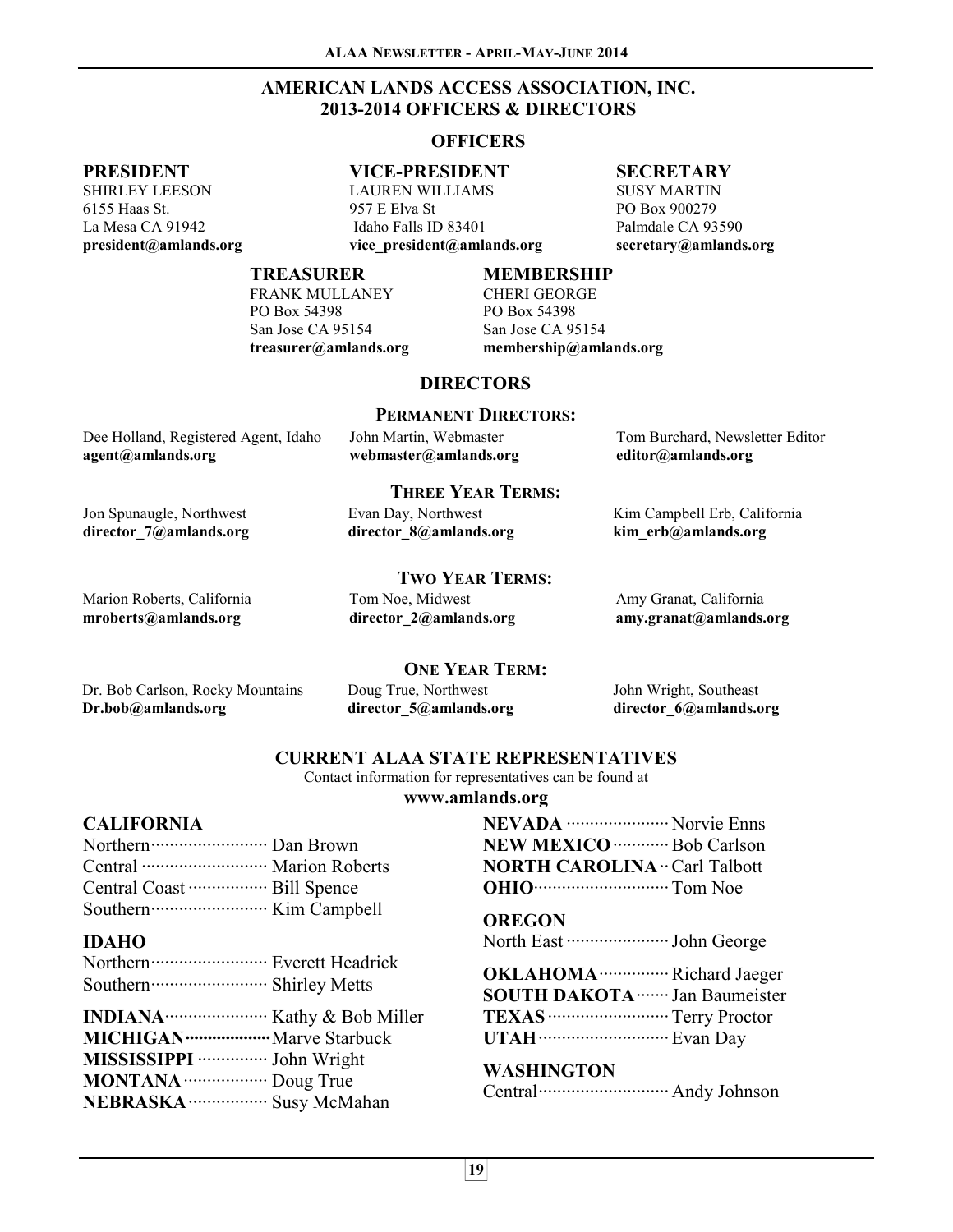# AMERICAN LANDS ACCESS ASSOCIATION, INC.
## 2013-2014 OFFICERS & DIRECTORS

### OFFICERS

**PRESIDENT**
SHIRLEY LEESON
6155 Haas St.
La Mesa CA 91942
**president@amlands.org**

**VICE-PRESIDENT**
LAUREN WILLIAMS
957 E Elva St
Idaho Falls ID 83401
**vice_president@amlands.org**

**SECRETARY**
SUSY MARTIN
PO Box 900279
Palmdale CA 93590
**secretary@amlands.org**

**TREASURER**
FRANK MULLANEY
PO Box 54398
San Jose CA 95154
**treasurer@amlands.org**

**MEMBERSHIP**
CHERI GEORGE
PO Box 54398
San Jose CA 95154
**membership@amlands.org**

### DIRECTORS

#### PERMANENT DIRECTORS:

Dee Holland, Registered Agent, Idaho
**agent@amlands.org**

John Martin, Webmaster
**webmaster@amlands.org**

Tom Burchard, Newsletter Editor
**editor@amlands.org**

#### THREE YEAR TERMS:

Jon Spunaugle, Northwest
**director_7@amlands.org**

Evan Day, Northwest
**director_8@amlands.org**

Kim Campbell Erb, California
**kim_erb@amlands.org**

#### TWO YEAR TERMS:

Marion Roberts, California
**mroberts@amlands.org**

Tom Noe, Midwest
**director_2@amlands.org**

Amy Granat, California
**amy.granat@amlands.org**

#### ONE YEAR TERM:

Dr. Bob Carlson, Rocky Mountains
**Dr.bob@amlands.org**

Doug True, Northwest
**director_5@amlands.org**

John Wright, Southeast
**director_6@amlands.org**

### CURRENT ALAA STATE REPRESENTATIVES

Contact information for representatives can be found at
**www.amlands.org**

**CALIFORNIA**
Northern ········ Dan Brown
Central ········ Marion Roberts
Central Coast ········ Bill Spence
Southern ········ Kim Campbell

**IDAHO**
Northern ········ Everett Headrick
Southern ········ Shirley Metts

**INDIANA** ········ Kathy & Bob Miller
**MICHIGAN** ········ Marve Starbuck
**MISSISSIPPI** ········ John Wright
**MONTANA** ········ Doug True
**NEBRASKA** ········ Susy McMahan
**NEVADA** ········ Norvie Enns
**NEW MEXICO** ········ Bob Carlson
**NORTH CAROLINA** ········ Carl Talbott
**OHIO** ········ Tom Noe

**OREGON**
North East ········ John George

**OKLAHOMA** ········ Richard Jaeger
**SOUTH DAKOTA** ········ Jan Baumeister
**TEXAS** ········ Terry Proctor
**UTAH** ········ Evan Day

**WASHINGTON**
Central ········ Andy Johnson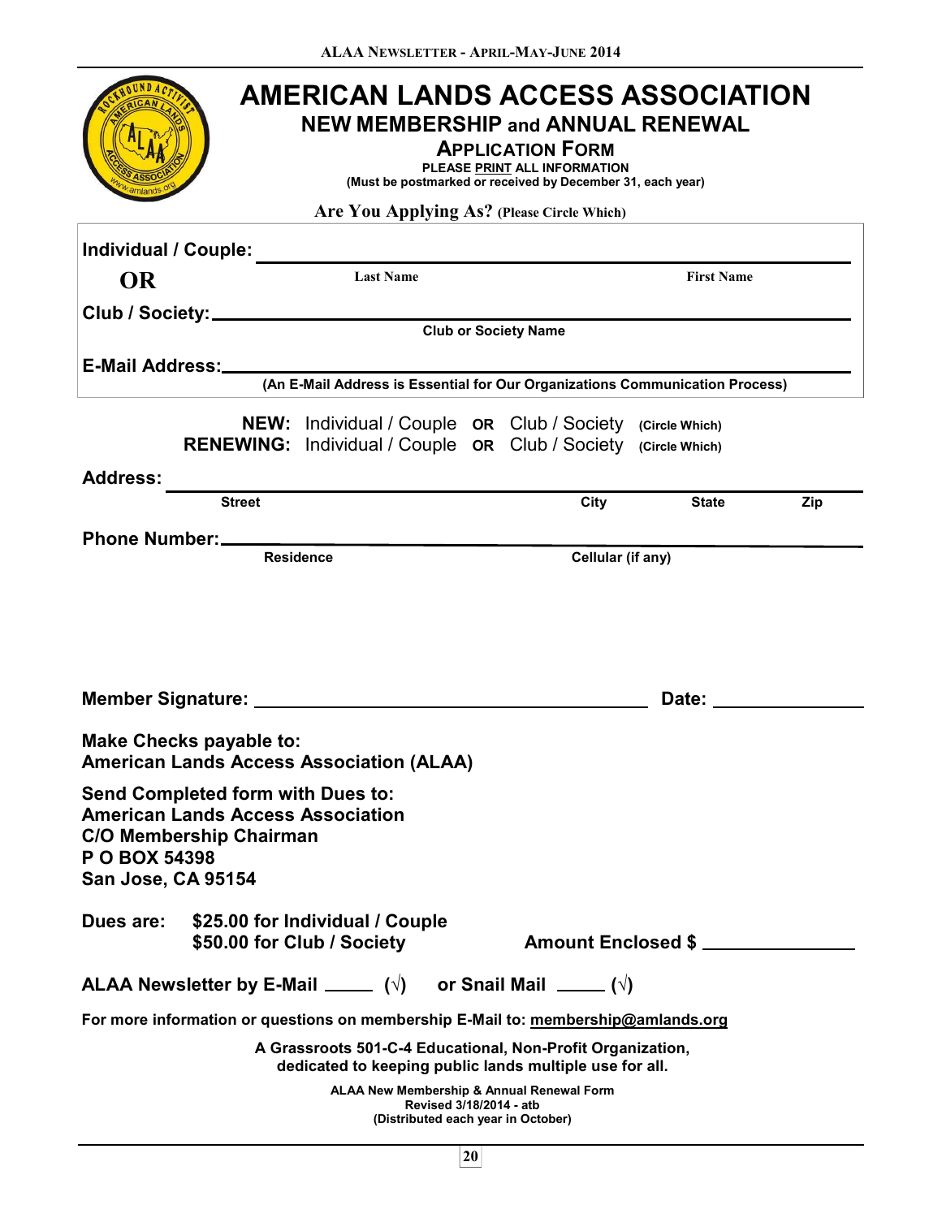# AMERICAN LANDS ACCESS ASSOCIATION

## NEW MEMBERSHIP and ANNUAL RENEWAL

### APPLICATION FORM

**PLEASE PRINT ALL INFORMATION**
**(Must be postmarked or received by December 31, each year)**

**Are You Applying As? (Please Circle Which)**

**Individual / Couple:** ______________________________

Last Name First Name

**OR**

**Club / Society:** ______________________________

Club or Society Name

**E-Mail Address:** ______________________________

**(An E-Mail Address is Essential for Our Organizations Communication Process)**

**NEW:** Individual / Couple **OR** Club / Society **(Circle Which)**
**RENEWING:** Individual / Couple **OR** Club / Society **(Circle Which)**

**Address:** ______________________________

Street City State Zip

**Phone Number:** ______________________________

Residence Cellular (if any)

**Member Signature:** ______________________________ **Date:** ______________

**Make Checks payable to:**
**American Lands Access Association (ALAA)**

**Send Completed form with Dues to:**
**American Lands Access Association**
**C/O Membership Chairman**
**P O BOX 54398**
**San Jose, CA 95154**

**Dues are: $25.00 for Individual / Couple**
**$50.00 for Club / Society**

**Amount Enclosed $** ______________

**ALAA Newsletter by E-Mail _____ (√) or Snail Mail _____ (√)**

**For more information or questions on membership E-Mail to: membership@amlands.org**

**A Grassroots 501-C-4 Educational, Non-Profit Organization, dedicated to keeping public lands multiple use for all.**

**ALAA New Membership & Annual Renewal Form**
**Revised 3/18/2014 - atb**
**(Distributed each year in October)**